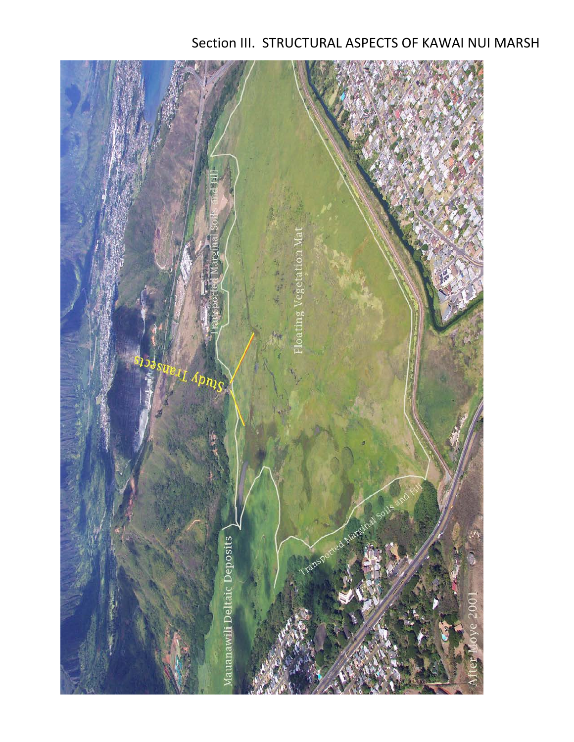# Section III. STRUCTURAL ASPECTS OF KAWAI NUI MARSH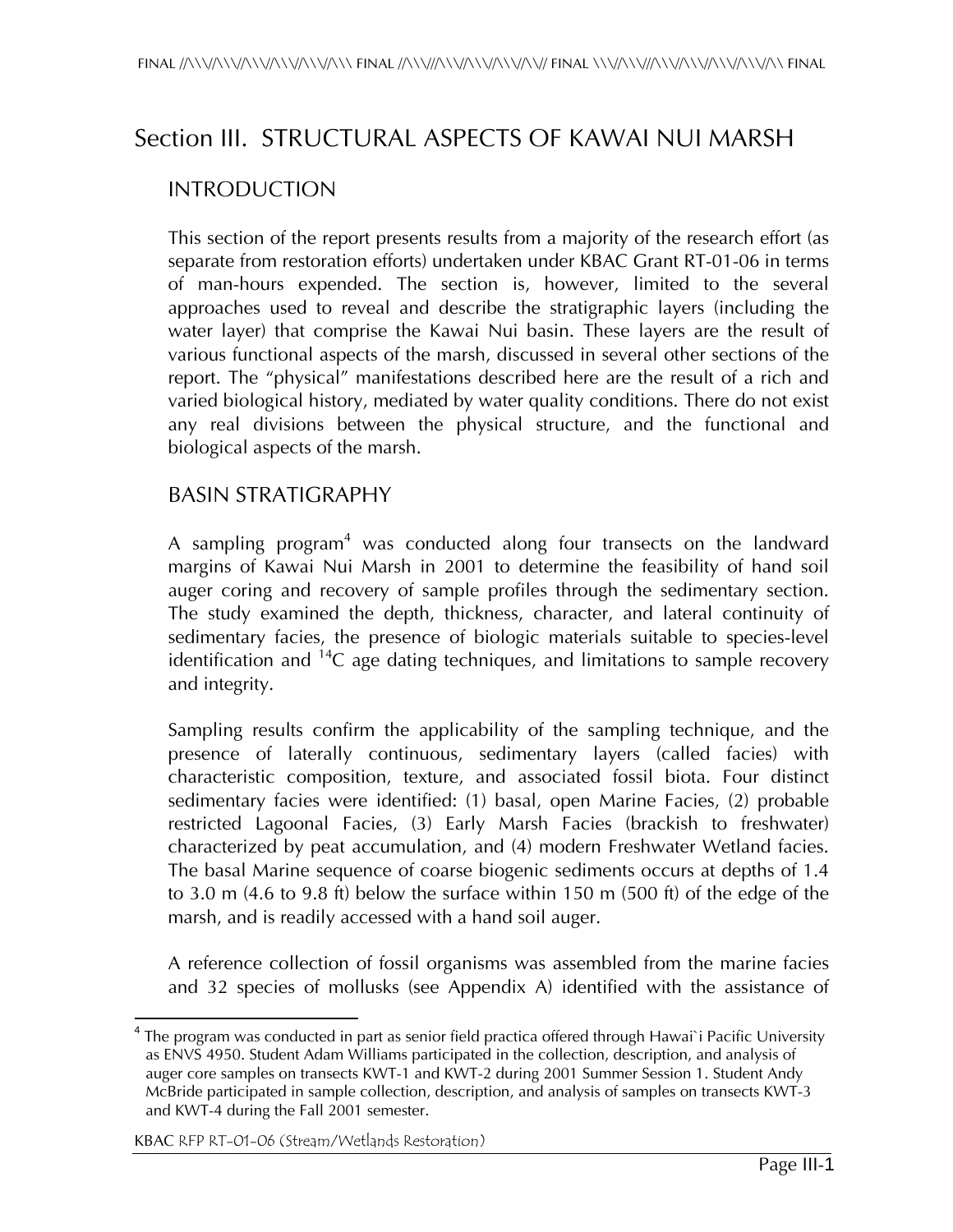# Section III. STRUCTURAL ASPECTS OF KAWAI NUI MARSH

## INTRODUCTION

This section of the report presents results from a majority of the research effort (as separate from restoration efforts) undertaken under KBAC Grant RT-01-06 in terms of man-hours expended. The section is, however, limited to the several approaches used to reveal and describe the stratigraphic layers (including the water layer) that comprise the Kawai Nui basin. These layers are the result of various functional aspects of the marsh, discussed in several other sections of the report. The "physical" manifestations described here are the result of a rich and varied biological history, mediated by water quality conditions. There do not exist any real divisions between the physical structure, and the functional and biological aspects of the marsh.

## BASIN STRATIGRAPHY

A sampling program[4] was conducted along four transects on the landward margins of Kawai Nui Marsh in 2001 to determine the feasibility of hand soil auger coring and recovery of sample profiles through the sedimentary section. The study examined the depth, thickness, character, and lateral continuity of sedimentary facies, the presence of biologic materials suitable to species-level identification and $^{14}C$ age dating techniques, and limitations to sample recovery and integrity.

Sampling results confirm the applicability of the sampling technique, and the presence of laterally continuous, sedimentary layers (called facies) with characteristic composition, texture, and associated fossil biota. Four distinct sedimentary facies were identified: (1) basal, open Marine Facies, (2) probable restricted Lagoonal Facies, (3) Early Marsh Facies (brackish to freshwater) characterized by peat accumulation, and (4) modern Freshwater Wetland facies. The basal Marine sequence of coarse biogenic sediments occurs at depths of 1.4 to 3.0 m (4.6 to 9.8 ft) below the surface within 150 m (500 ft) of the edge of the marsh, and is readily accessed with a hand soil auger.

A reference collection of fossil organisms was assembled from the marine facies and 32 species of mollusks (see Appendix A) identified with the assistance of

[4] The program was conducted in part as senior field practica offered through Hawai`i Pacific University as ENVS 4950. Student Adam Williams participated in the collection, description, and analysis of auger core samples on transects KWT-1 and KWT-2 during 2001 Summer Session 1. Student Andy McBride participated in sample collection, description, and analysis of samples on transects KWT-3 and KWT-4 during the Fall 2001 semester.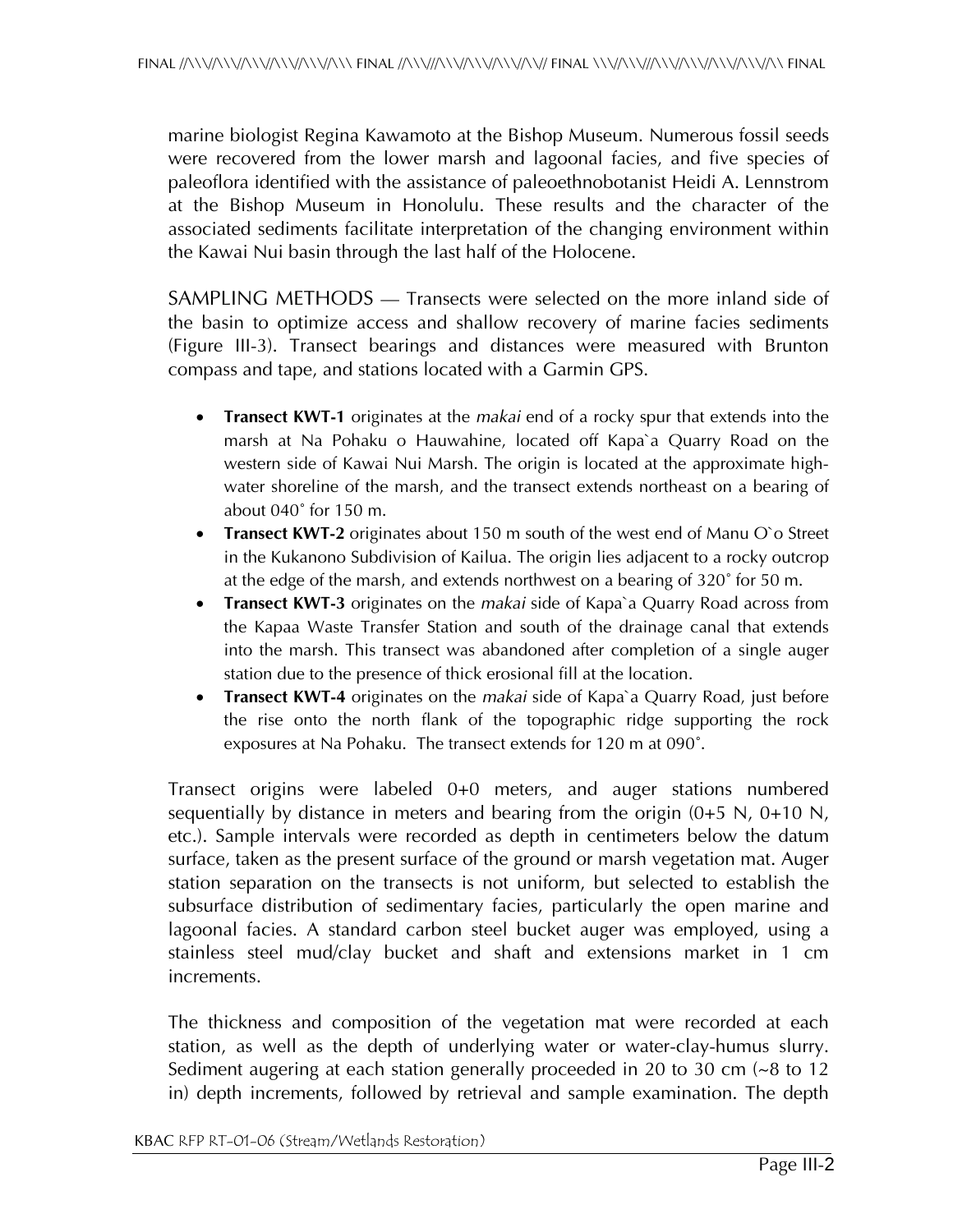marine biologist Regina Kawamoto at the Bishop Museum. Numerous fossil seeds were recovered from the lower marsh and lagoonal facies, and five species of paleoflora identified with the assistance of paleoethnobotanist Heidi A. Lennstrom at the Bishop Museum in Honolulu. These results and the character of the associated sediments facilitate interpretation of the changing environment within the Kawai Nui basin through the last half of the Holocene.

SAMPLING METHODS — Transects were selected on the more inland side of the basin to optimize access and shallow recovery of marine facies sediments (Figure III-3). Transect bearings and distances were measured with Brunton compass and tape, and stations located with a Garmin GPS.

- **Transect KWT-1** originates at the *makai* end of a rocky spur that extends into the marsh at Na Pohaku o Hauwahine, located off Kapa`a Quarry Road on the western side of Kawai Nui Marsh. The origin is located at the approximate high-water shoreline of the marsh, and the transect extends northeast on a bearing of about 040˚ for 150 m.
- **Transect KWT-2** originates about 150 m south of the west end of Manu O`o Street in the Kukanono Subdivision of Kailua. The origin lies adjacent to a rocky outcrop at the edge of the marsh, and extends northwest on a bearing of 320˚ for 50 m.
- **Transect KWT-3** originates on the *makai* side of Kapa`a Quarry Road across from the Kapaa Waste Transfer Station and south of the drainage canal that extends into the marsh. This transect was abandoned after completion of a single auger station due to the presence of thick erosional fill at the location.
- **Transect KWT-4** originates on the *makai* side of Kapa`a Quarry Road, just before the rise onto the north flank of the topographic ridge supporting the rock exposures at Na Pohaku. The transect extends for 120 m at 090˚.

Transect origins were labeled 0+0 meters, and auger stations numbered sequentially by distance in meters and bearing from the origin (0+5 N, 0+10 N, etc.). Sample intervals were recorded as depth in centimeters below the datum surface, taken as the present surface of the ground or marsh vegetation mat. Auger station separation on the transects is not uniform, but selected to establish the subsurface distribution of sedimentary facies, particularly the open marine and lagoonal facies. A standard carbon steel bucket auger was employed, using a stainless steel mud/clay bucket and shaft and extensions market in 1 cm increments.

The thickness and composition of the vegetation mat were recorded at each station, as well as the depth of underlying water or water-clay-humus slurry. Sediment augering at each station generally proceeded in 20 to 30 cm (~8 to 12 in) depth increments, followed by retrieval and sample examination. The depth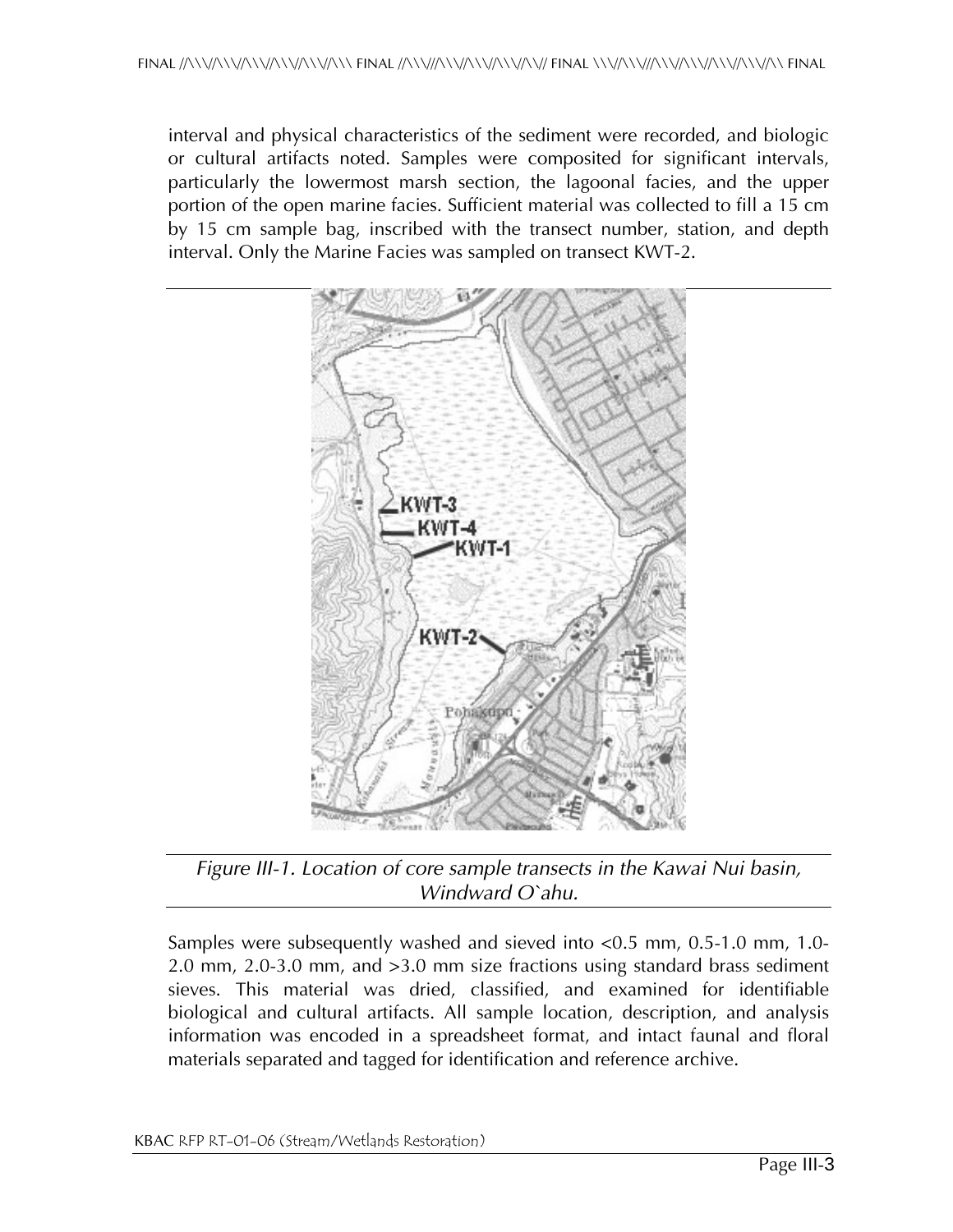interval and physical characteristics of the sediment were recorded, and biologic or cultural artifacts noted. Samples were composited for significant intervals, particularly the lowermost marsh section, the lagoonal facies, and the upper portion of the open marine facies. Sufficient material was collected to fill a 15 cm by 15 cm sample bag, inscribed with the transect number, station, and depth interval. Only the Marine Facies was sampled on transect KWT-2.

*Figure III-1. Location of core sample transects in the Kawai Nui basin, Windward O`ahu.*

Samples were subsequently washed and sieved into <0.5 mm, 0.5-1.0 mm, 1.0-2.0 mm, 2.0-3.0 mm, and >3.0 mm size fractions using standard brass sediment sieves. This material was dried, classified, and examined for identifiable biological and cultural artifacts. All sample location, description, and analysis information was encoded in a spreadsheet format, and intact faunal and floral materials separated and tagged for identification and reference archive.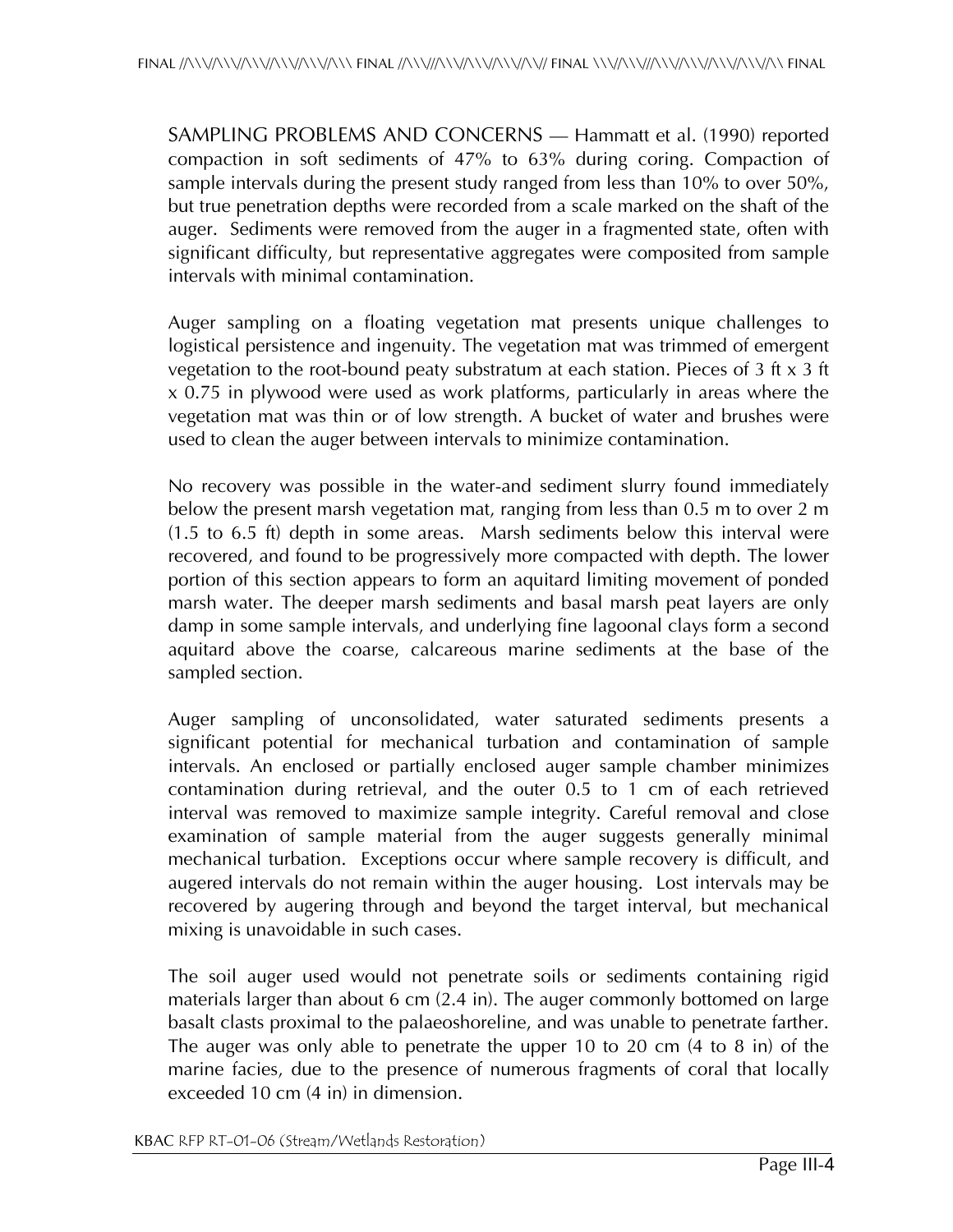SAMPLING PROBLEMS AND CONCERNS — Hammatt et al. (1990) reported compaction in soft sediments of 47% to 63% during coring. Compaction of sample intervals during the present study ranged from less than 10% to over 50%, but true penetration depths were recorded from a scale marked on the shaft of the auger. Sediments were removed from the auger in a fragmented state, often with significant difficulty, but representative aggregates were composited from sample intervals with minimal contamination.

Auger sampling on a floating vegetation mat presents unique challenges to logistical persistence and ingenuity. The vegetation mat was trimmed of emergent vegetation to the root-bound peaty substratum at each station. Pieces of 3 ft x 3 ft x 0.75 in plywood were used as work platforms, particularly in areas where the vegetation mat was thin or of low strength. A bucket of water and brushes were used to clean the auger between intervals to minimize contamination.

No recovery was possible in the water-and sediment slurry found immediately below the present marsh vegetation mat, ranging from less than 0.5 m to over 2 m (1.5 to 6.5 ft) depth in some areas. Marsh sediments below this interval were recovered, and found to be progressively more compacted with depth. The lower portion of this section appears to form an aquitard limiting movement of ponded marsh water. The deeper marsh sediments and basal marsh peat layers are only damp in some sample intervals, and underlying fine lagoonal clays form a second aquitard above the coarse, calcareous marine sediments at the base of the sampled section.

Auger sampling of unconsolidated, water saturated sediments presents a significant potential for mechanical turbation and contamination of sample intervals. An enclosed or partially enclosed auger sample chamber minimizes contamination during retrieval, and the outer 0.5 to 1 cm of each retrieved interval was removed to maximize sample integrity. Careful removal and close examination of sample material from the auger suggests generally minimal mechanical turbation. Exceptions occur where sample recovery is difficult, and augered intervals do not remain within the auger housing. Lost intervals may be recovered by augering through and beyond the target interval, but mechanical mixing is unavoidable in such cases.

The soil auger used would not penetrate soils or sediments containing rigid materials larger than about 6 cm (2.4 in). The auger commonly bottomed on large basalt clasts proximal to the palaeoshoreline, and was unable to penetrate farther. The auger was only able to penetrate the upper 10 to 20 cm (4 to 8 in) of the marine facies, due to the presence of numerous fragments of coral that locally exceeded 10 cm (4 in) in dimension.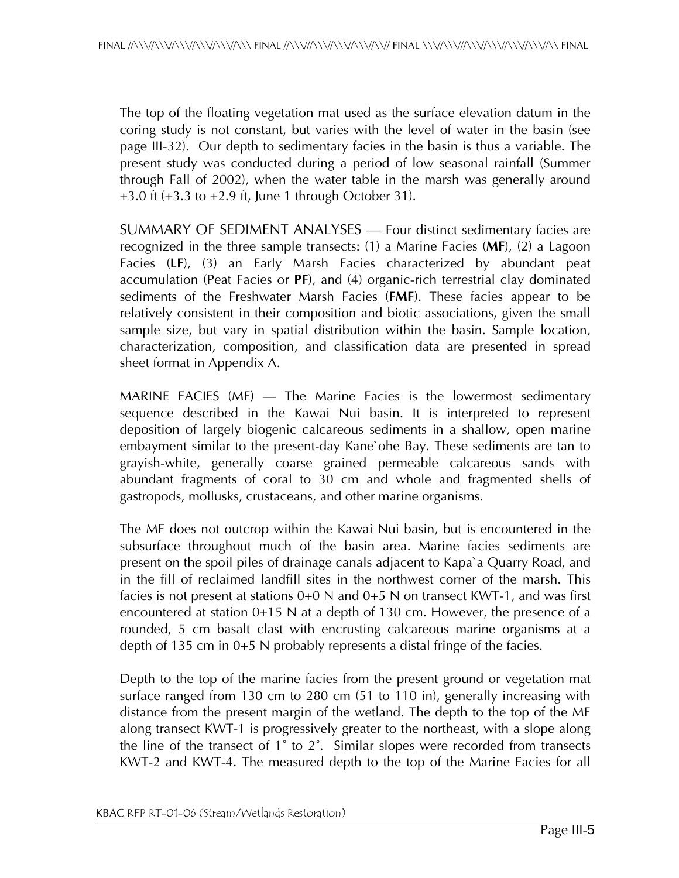The top of the floating vegetation mat used as the surface elevation datum in the coring study is not constant, but varies with the level of water in the basin (see page III-32). Our depth to sedimentary facies in the basin is thus a variable. The present study was conducted during a period of low seasonal rainfall (Summer through Fall of 2002), when the water table in the marsh was generally around +3.0 ft (+3.3 to +2.9 ft, June 1 through October 31).

SUMMARY OF SEDIMENT ANALYSES — Four distinct sedimentary facies are recognized in the three sample transects: (1) a Marine Facies (**MF**), (2) a Lagoon Facies (**LF**), (3) an Early Marsh Facies characterized by abundant peat accumulation (Peat Facies or **PF**), and (4) organic-rich terrestrial clay dominated sediments of the Freshwater Marsh Facies (**FMF**). These facies appear to be relatively consistent in their composition and biotic associations, given the small sample size, but vary in spatial distribution within the basin. Sample location, characterization, composition, and classification data are presented in spread sheet format in Appendix A.

MARINE FACIES (MF) — The Marine Facies is the lowermost sedimentary sequence described in the Kawai Nui basin. It is interpreted to represent deposition of largely biogenic calcareous sediments in a shallow, open marine embayment similar to the present-day Kane`ohe Bay. These sediments are tan to grayish-white, generally coarse grained permeable calcareous sands with abundant fragments of coral to 30 cm and whole and fragmented shells of gastropods, mollusks, crustaceans, and other marine organisms.

The MF does not outcrop within the Kawai Nui basin, but is encountered in the subsurface throughout much of the basin area. Marine facies sediments are present on the spoil piles of drainage canals adjacent to Kapa`a Quarry Road, and in the fill of reclaimed landfill sites in the northwest corner of the marsh. This facies is not present at stations 0+0 N and 0+5 N on transect KWT-1, and was first encountered at station 0+15 N at a depth of 130 cm. However, the presence of a rounded, 5 cm basalt clast with encrusting calcareous marine organisms at a depth of 135 cm in 0+5 N probably represents a distal fringe of the facies.

Depth to the top of the marine facies from the present ground or vegetation mat surface ranged from 130 cm to 280 cm (51 to 110 in), generally increasing with distance from the present margin of the wetland. The depth to the top of the MF along transect KWT-1 is progressively greater to the northeast, with a slope along the line of the transect of 1˚ to 2˚. Similar slopes were recorded from transects KWT-2 and KWT-4. The measured depth to the top of the Marine Facies for all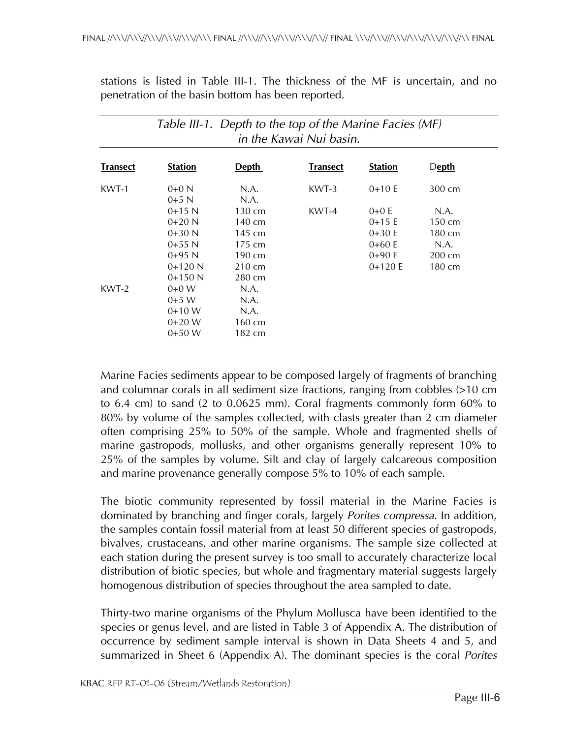stations is listed in Table III-1. The thickness of the MF is uncertain, and no penetration of the basin bottom has been reported.

*Table III-1. Depth to the top of the Marine Facies (MF) in the Kawai Nui basin.*

| Transect | Station | Depth | Transect | Station | Depth |
|---|---|---|---|---|---|
| KWT-1 | 0+0 N | N.A. | KWT-3 | 0+10 E | 300 cm |
| | 0+5 N | N.A. | | | |
| | 0+15 N | 130 cm | KWT-4 | 0+0 E | N.A. |
| | 0+20 N | 140 cm | | 0+15 E | 150 cm |
| | 0+30 N | 145 cm | | 0+30 E | 180 cm |
| | 0+55 N | 175 cm | | 0+60 E | N.A. |
| | 0+95 N | 190 cm | | 0+90 E | 200 cm |
| | 0+120 N | 210 cm | | 0+120 E | 180 cm |
| | 0+150 N | 280 cm | | | |
| KWT-2 | 0+0 W | N.A. | | | |
| | 0+5 W | N.A. | | | |
| | 0+10 W | N.A. | | | |
| | 0+20 W | 160 cm | | | |
| | 0+50 W | 182 cm | | | |

Marine Facies sediments appear to be composed largely of fragments of branching and columnar corals in all sediment size fractions, ranging from cobbles (>10 cm to 6.4 cm) to sand (2 to 0.0625 mm). Coral fragments commonly form 60% to 80% by volume of the samples collected, with clasts greater than 2 cm diameter often comprising 25% to 50% of the sample. Whole and fragmented shells of marine gastropods, mollusks, and other organisms generally represent 10% to 25% of the samples by volume. Silt and clay of largely calcareous composition and marine provenance generally compose 5% to 10% of each sample.

The biotic community represented by fossil material in the Marine Facies is dominated by branching and finger corals, largely *Porites compressa*. In addition, the samples contain fossil material from at least 50 different species of gastropods, bivalves, crustaceans, and other marine organisms. The sample size collected at each station during the present survey is too small to accurately characterize local distribution of biotic species, but whole and fragmentary material suggests largely homogenous distribution of species throughout the area sampled to date.

Thirty-two marine organisms of the Phylum Mollusca have been identified to the species or genus level, and are listed in Table 3 of Appendix A. The distribution of occurrence by sediment sample interval is shown in Data Sheets 4 and 5, and summarized in Sheet 6 (Appendix A). The dominant species is the coral *Porites*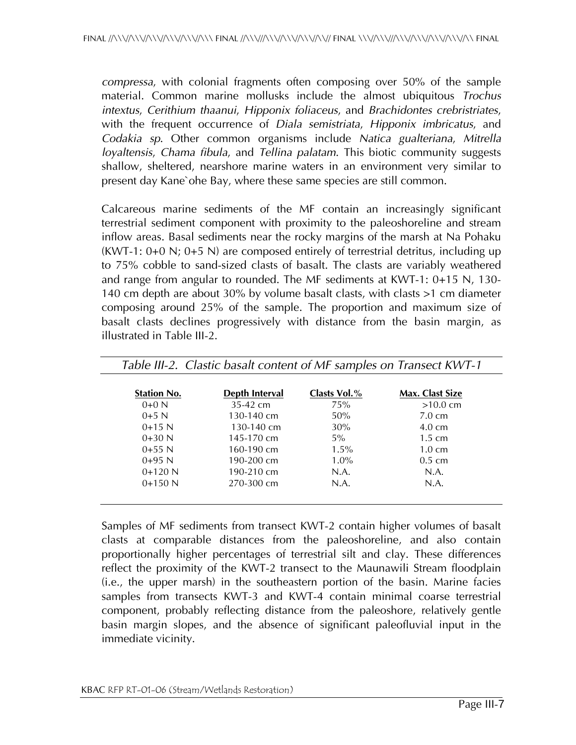*compressa*, with colonial fragments often composing over 50% of the sample material. Common marine mollusks include the almost ubiquitous *Trochus intextus*, *Cerithium thaanui*, *Hipponix foliaceus*, and *Brachidontes crebristriates*, with the frequent occurrence of *Diala semistriata*, *Hipponix imbricatus*, and *Codakia sp*. Other common organisms include *Natica gualteriana*, *Mitrella loyaltensis*, *Chama fibula*, and *Tellina palatam*. This biotic community suggests shallow, sheltered, nearshore marine waters in an environment very similar to present day Kane`ohe Bay, where these same species are still common.

Calcareous marine sediments of the MF contain an increasingly significant terrestrial sediment component with proximity to the paleoshoreline and stream inflow areas. Basal sediments near the rocky margins of the marsh at Na Pohaku (KWT-1: 0+0 N; 0+5 N) are composed entirely of terrestrial detritus, including up to 75% cobble to sand-sized clasts of basalt. The clasts are variably weathered and range from angular to rounded. The MF sediments at KWT-1: 0+15 N, 130-140 cm depth are about 30% by volume basalt clasts, with clasts >1 cm diameter composing around 25% of the sample. The proportion and maximum size of basalt clasts declines progressively with distance from the basin margin, as illustrated in Table III-2.

*Table III-2. Clastic basalt content of MF samples on Transect KWT-1*

| Station No. | Depth Interval | Clasts Vol.% | Max. Clast Size |
|---|---|---|---|
| 0+0 N | 35-42 cm | 75% | >10.0 cm |
| 0+5 N | 130-140 cm | 50% | 7.0 cm |
| 0+15 N | 130-140 cm | 30% | 4.0 cm |
| 0+30 N | 145-170 cm | 5% | 1.5 cm |
| 0+55 N | 160-190 cm | 1.5% | 1.0 cm |
| 0+95 N | 190-200 cm | 1.0% | 0.5 cm |
| 0+120 N | 190-210 cm | N.A. | N.A. |
| 0+150 N | 270-300 cm | N.A. | N.A. |

Samples of MF sediments from transect KWT-2 contain higher volumes of basalt clasts at comparable distances from the paleoshoreline, and also contain proportionally higher percentages of terrestrial silt and clay. These differences reflect the proximity of the KWT-2 transect to the Maunawili Stream floodplain (i.e., the upper marsh) in the southeastern portion of the basin. Marine facies samples from transects KWT-3 and KWT-4 contain minimal coarse terrestrial component, probably reflecting distance from the paleoshore, relatively gentle basin margin slopes, and the absence of significant paleofluvial input in the immediate vicinity.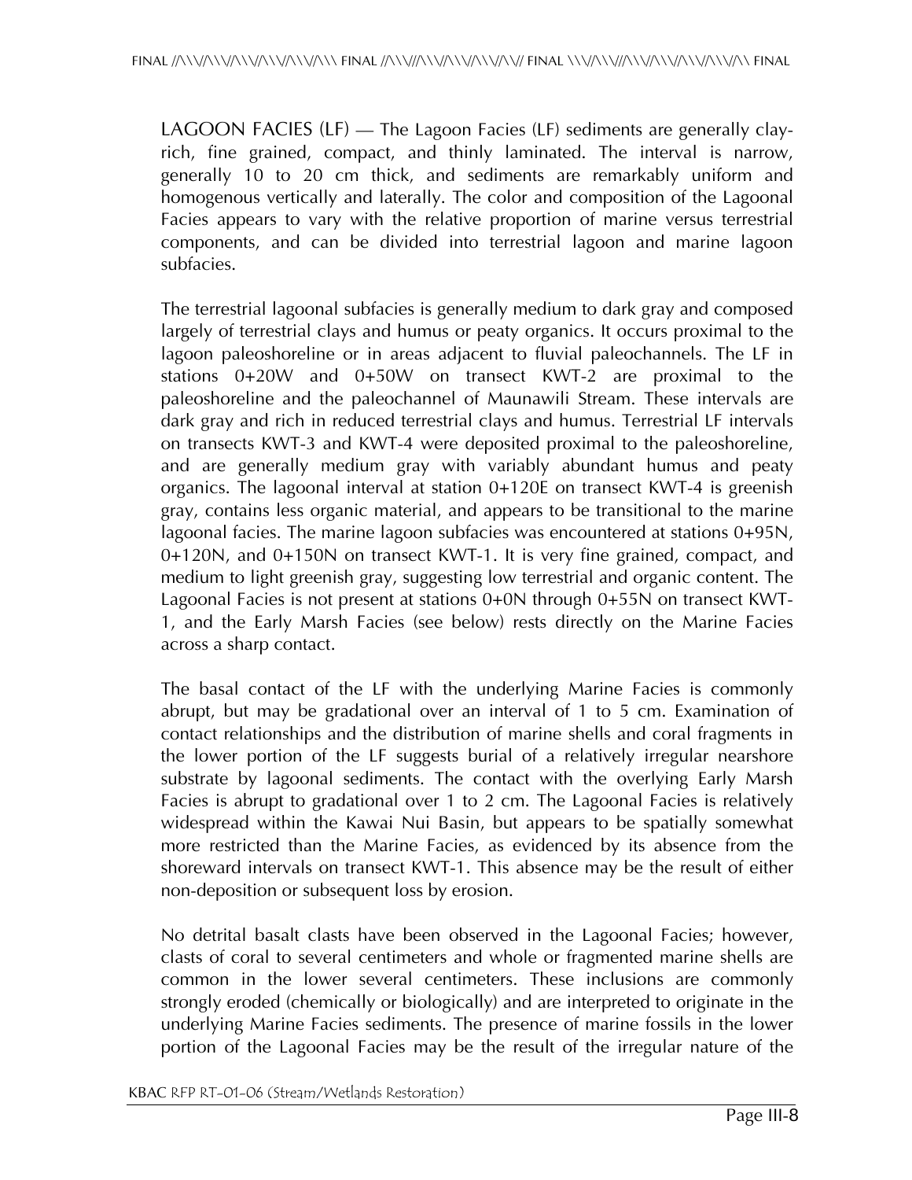LAGOON FACIES (LF) — The Lagoon Facies (LF) sediments are generally clay-rich, fine grained, compact, and thinly laminated. The interval is narrow, generally 10 to 20 cm thick, and sediments are remarkably uniform and homogenous vertically and laterally. The color and composition of the Lagoonal Facies appears to vary with the relative proportion of marine versus terrestrial components, and can be divided into terrestrial lagoon and marine lagoon subfacies.

The terrestrial lagoonal subfacies is generally medium to dark gray and composed largely of terrestrial clays and humus or peaty organics. It occurs proximal to the lagoon paleoshoreline or in areas adjacent to fluvial paleochannels. The LF in stations 0+20W and 0+50W on transect KWT-2 are proximal to the paleoshoreline and the paleochannel of Maunawili Stream. These intervals are dark gray and rich in reduced terrestrial clays and humus. Terrestrial LF intervals on transects KWT-3 and KWT-4 were deposited proximal to the paleoshoreline, and are generally medium gray with variably abundant humus and peaty organics. The lagoonal interval at station 0+120E on transect KWT-4 is greenish gray, contains less organic material, and appears to be transitional to the marine lagoonal facies. The marine lagoon subfacies was encountered at stations 0+95N, 0+120N, and 0+150N on transect KWT-1. It is very fine grained, compact, and medium to light greenish gray, suggesting low terrestrial and organic content. The Lagoonal Facies is not present at stations 0+0N through 0+55N on transect KWT-1, and the Early Marsh Facies (see below) rests directly on the Marine Facies across a sharp contact.

The basal contact of the LF with the underlying Marine Facies is commonly abrupt, but may be gradational over an interval of 1 to 5 cm. Examination of contact relationships and the distribution of marine shells and coral fragments in the lower portion of the LF suggests burial of a relatively irregular nearshore substrate by lagoonal sediments. The contact with the overlying Early Marsh Facies is abrupt to gradational over 1 to 2 cm. The Lagoonal Facies is relatively widespread within the Kawai Nui Basin, but appears to be spatially somewhat more restricted than the Marine Facies, as evidenced by its absence from the shoreward intervals on transect KWT-1. This absence may be the result of either non-deposition or subsequent loss by erosion.

No detrital basalt clasts have been observed in the Lagoonal Facies; however, clasts of coral to several centimeters and whole or fragmented marine shells are common in the lower several centimeters. These inclusions are commonly strongly eroded (chemically or biologically) and are interpreted to originate in the underlying Marine Facies sediments. The presence of marine fossils in the lower portion of the Lagoonal Facies may be the result of the irregular nature of the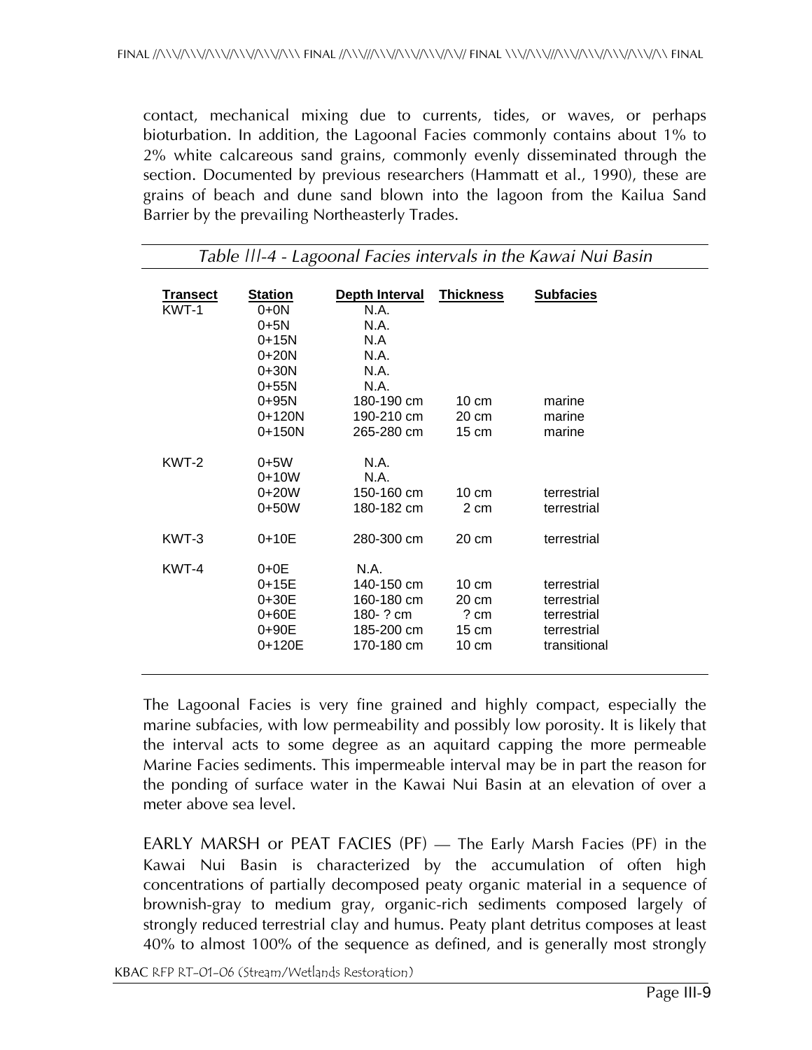contact, mechanical mixing due to currents, tides, or waves, or perhaps bioturbation. In addition, the Lagoonal Facies commonly contains about 1% to 2% white calcareous sand grains, commonly evenly disseminated through the section. Documented by previous researchers (Hammatt et al., 1990), these are grains of beach and dune sand blown into the lagoon from the Kailua Sand Barrier by the prevailing Northeasterly Trades.

*Table III-4 - Lagoonal Facies intervals in the Kawai Nui Basin*

| Transect | Station | Depth Interval | Thickness | Subfacies |
|---|---|---|---|---|
| KWT-1 | 0+0N | N.A. | | |
| | 0+5N | N.A. | | |
| | 0+15N | N.A | | |
| | 0+20N | N.A. | | |
| | 0+30N | N.A. | | |
| | 0+55N | N.A. | | |
| | 0+95N | 180-190 cm | 10 cm | marine |
| | 0+120N | 190-210 cm | 20 cm | marine |
| | 0+150N | 265-280 cm | 15 cm | marine |
| KWT-2 | 0+5W | N.A. | | |
| | 0+10W | N.A. | | |
| | 0+20W | 150-160 cm | 10 cm | terrestrial |
| | 0+50W | 180-182 cm | 2 cm | terrestrial |
| KWT-3 | 0+10E | 280-300 cm | 20 cm | terrestrial |
| KWT-4 | 0+0E | N.A. | | |
| | 0+15E | 140-150 cm | 10 cm | terrestrial |
| | 0+30E | 160-180 cm | 20 cm | terrestrial |
| | 0+60E | 180- ? cm | ? cm | terrestrial |
| | 0+90E | 185-200 cm | 15 cm | terrestrial |
| | 0+120E | 170-180 cm | 10 cm | transitional |

The Lagoonal Facies is very fine grained and highly compact, especially the marine subfacies, with low permeability and possibly low porosity. It is likely that the interval acts to some degree as an aquitard capping the more permeable Marine Facies sediments. This impermeable interval may be in part the reason for the ponding of surface water in the Kawai Nui Basin at an elevation of over a meter above sea level.

EARLY MARSH or PEAT FACIES (PF) — The Early Marsh Facies (PF) in the Kawai Nui Basin is characterized by the accumulation of often high concentrations of partially decomposed peaty organic material in a sequence of brownish-gray to medium gray, organic-rich sediments composed largely of strongly reduced terrestrial clay and humus. Peaty plant detritus composes at least 40% to almost 100% of the sequence as defined, and is generally most strongly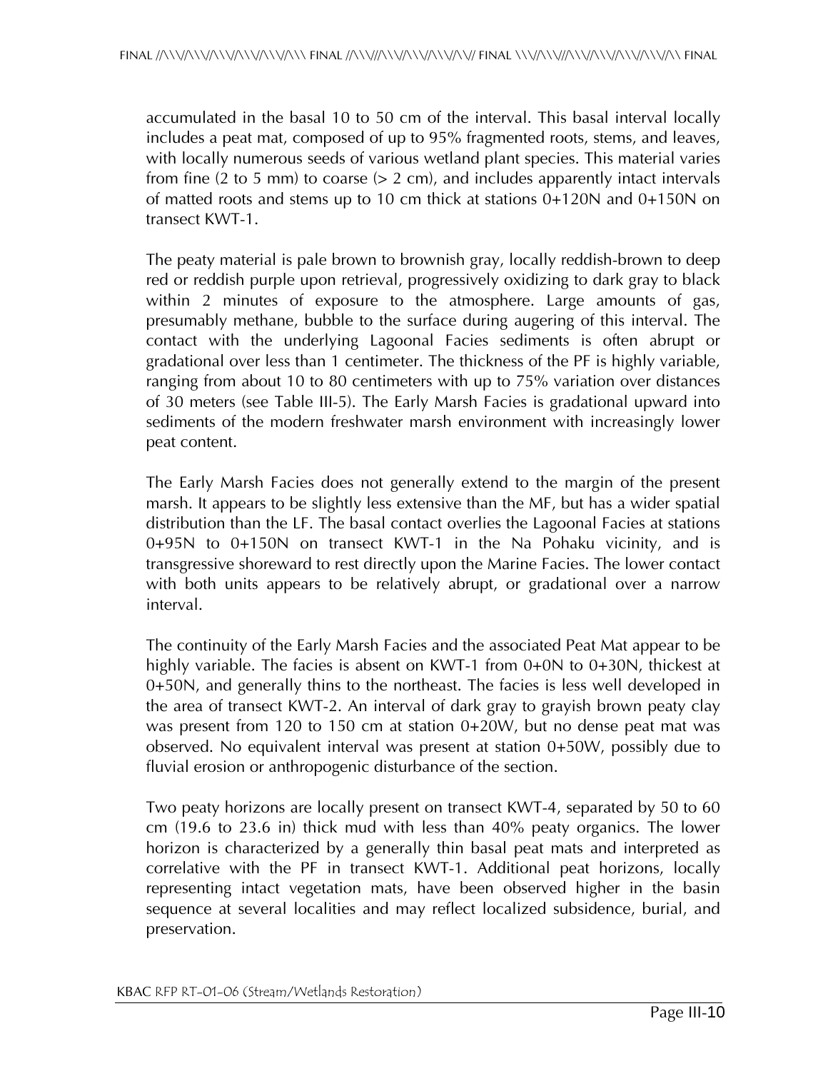accumulated in the basal 10 to 50 cm of the interval. This basal interval locally includes a peat mat, composed of up to 95% fragmented roots, stems, and leaves, with locally numerous seeds of various wetland plant species. This material varies from fine (2 to 5 mm) to coarse (> 2 cm), and includes apparently intact intervals of matted roots and stems up to 10 cm thick at stations 0+120N and 0+150N on transect KWT-1.

The peaty material is pale brown to brownish gray, locally reddish-brown to deep red or reddish purple upon retrieval, progressively oxidizing to dark gray to black within 2 minutes of exposure to the atmosphere. Large amounts of gas, presumably methane, bubble to the surface during augering of this interval. The contact with the underlying Lagoonal Facies sediments is often abrupt or gradational over less than 1 centimeter. The thickness of the PF is highly variable, ranging from about 10 to 80 centimeters with up to 75% variation over distances of 30 meters (see Table III-5). The Early Marsh Facies is gradational upward into sediments of the modern freshwater marsh environment with increasingly lower peat content.

The Early Marsh Facies does not generally extend to the margin of the present marsh. It appears to be slightly less extensive than the MF, but has a wider spatial distribution than the LF. The basal contact overlies the Lagoonal Facies at stations 0+95N to 0+150N on transect KWT-1 in the Na Pohaku vicinity, and is transgressive shoreward to rest directly upon the Marine Facies. The lower contact with both units appears to be relatively abrupt, or gradational over a narrow interval.

The continuity of the Early Marsh Facies and the associated Peat Mat appear to be highly variable. The facies is absent on KWT-1 from 0+0N to 0+30N, thickest at 0+50N, and generally thins to the northeast. The facies is less well developed in the area of transect KWT-2. An interval of dark gray to grayish brown peaty clay was present from 120 to 150 cm at station 0+20W, but no dense peat mat was observed. No equivalent interval was present at station 0+50W, possibly due to fluvial erosion or anthropogenic disturbance of the section.

Two peaty horizons are locally present on transect KWT-4, separated by 50 to 60 cm (19.6 to 23.6 in) thick mud with less than 40% peaty organics. The lower horizon is characterized by a generally thin basal peat mats and interpreted as correlative with the PF in transect KWT-1. Additional peat horizons, locally representing intact vegetation mats, have been observed higher in the basin sequence at several localities and may reflect localized subsidence, burial, and preservation.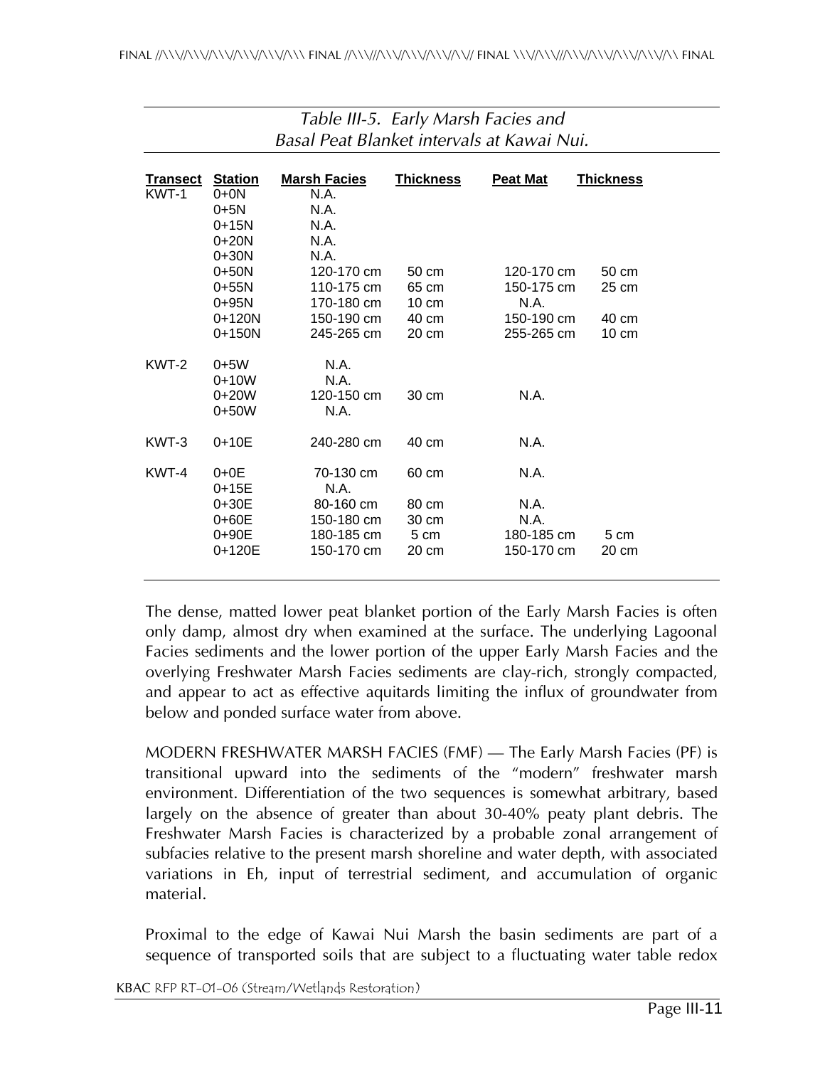*Table III-5. Early Marsh Facies and Basal Peat Blanket intervals at Kawai Nui.*

| Transect | Station | Marsh Facies | Thickness | Peat Mat | Thickness |
|---|---|---|---|---|---|
| KWT-1 | 0+0N | N.A. | | | |
| | 0+5N | N.A. | | | |
| | 0+15N | N.A. | | | |
| | 0+20N | N.A. | | | |
| | 0+30N | N.A. | | | |
| | 0+50N | 120-170 cm | 50 cm | 120-170 cm | 50 cm |
| | 0+55N | 110-175 cm | 65 cm | 150-175 cm | 25 cm |
| | 0+95N | 170-180 cm | 10 cm | N.A. | |
| | 0+120N | 150-190 cm | 40 cm | 150-190 cm | 40 cm |
| | 0+150N | 245-265 cm | 20 cm | 255-265 cm | 10 cm |
| KWT-2 | 0+5W | N.A. | | | |
| | 0+10W | N.A. | | | |
| | 0+20W | 120-150 cm | 30 cm | N.A. | |
| | 0+50W | N.A. | | | |
| KWT-3 | 0+10E | 240-280 cm | 40 cm | N.A. | |
| KWT-4 | 0+0E | 70-130 cm | 60 cm | N.A. | |
| | 0+15E | N.A. | | | |
| | 0+30E | 80-160 cm | 80 cm | N.A. | |
| | 0+60E | 150-180 cm | 30 cm | N.A. | |
| | 0+90E | 180-185 cm | 5 cm | 180-185 cm | 5 cm |
| | 0+120E | 150-170 cm | 20 cm | 150-170 cm | 20 cm |

The dense, matted lower peat blanket portion of the Early Marsh Facies is often only damp, almost dry when examined at the surface. The underlying Lagoonal Facies sediments and the lower portion of the upper Early Marsh Facies and the overlying Freshwater Marsh Facies sediments are clay-rich, strongly compacted, and appear to act as effective aquitards limiting the influx of groundwater from below and ponded surface water from above.

MODERN FRESHWATER MARSH FACIES (FMF) — The Early Marsh Facies (PF) is transitional upward into the sediments of the "modern" freshwater marsh environment. Differentiation of the two sequences is somewhat arbitrary, based largely on the absence of greater than about 30-40% peaty plant debris. The Freshwater Marsh Facies is characterized by a probable zonal arrangement of subfacies relative to the present marsh shoreline and water depth, with associated variations in Eh, input of terrestrial sediment, and accumulation of organic material.

Proximal to the edge of Kawai Nui Marsh the basin sediments are part of a sequence of transported soils that are subject to a fluctuating water table redox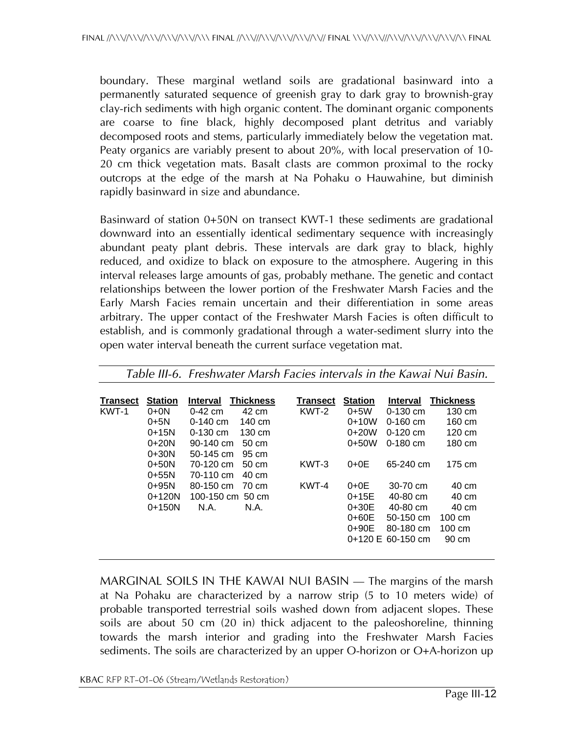boundary. These marginal wetland soils are gradational basinward into a permanently saturated sequence of greenish gray to dark gray to brownish-gray clay-rich sediments with high organic content. The dominant organic components are coarse to fine black, highly decomposed plant detritus and variably decomposed roots and stems, particularly immediately below the vegetation mat. Peaty organics are variably present to about 20%, with local preservation of 10-20 cm thick vegetation mats. Basalt clasts are common proximal to the rocky outcrops at the edge of the marsh at Na Pohaku o Hauwahine, but diminish rapidly basinward in size and abundance.

Basinward of station 0+50N on transect KWT-1 these sediments are gradational downward into an essentially identical sedimentary sequence with increasingly abundant peaty plant debris. These intervals are dark gray to black, highly reduced, and oxidize to black on exposure to the atmosphere. Augering in this interval releases large amounts of gas, probably methane. The genetic and contact relationships between the lower portion of the Freshwater Marsh Facies and the Early Marsh Facies remain uncertain and their differentiation in some areas arbitrary. The upper contact of the Freshwater Marsh Facies is often difficult to establish, and is commonly gradational through a water-sediment slurry into the open water interval beneath the current surface vegetation mat.

*Table III-6. Freshwater Marsh Facies intervals in the Kawai Nui Basin.*

| Transect | Station | Interval | Thickness | Transect | Station | Interval | Thickness |
|---|---|---|---|---|---|---|---|
| KWT-1 | 0+0N | 0-42 cm | 42 cm | KWT-2 | 0+5W | 0-130 cm | 130 cm |
| | 0+5N | 0-140 cm | 140 cm | | 0+10W | 0-160 cm | 160 cm |
| | 0+15N | 0-130 cm | 130 cm | | 0+20W | 0-120 cm | 120 cm |
| | 0+20N | 90-140 cm | 50 cm | | 0+50W | 0-180 cm | 180 cm |
| | 0+30N | 50-145 cm | 95 cm | | | | |
| | 0+50N | 70-120 cm | 50 cm | KWT-3 | 0+0E | 65-240 cm | 175 cm |
| | 0+55N | 70-110 cm | 40 cm | | | | |
| | 0+95N | 80-150 cm | 70 cm | KWT-4 | 0+0E | 30-70 cm | 40 cm |
| | 0+120N | 100-150 cm | 50 cm | | 0+15E | 40-80 cm | 40 cm |
| | 0+150N | N.A. | N.A. | | 0+30E | 40-80 cm | 40 cm |
| | | | | | 0+60E | 50-150 cm | 100 cm |
| | | | | | 0+90E | 80-180 cm | 100 cm |
| | | | | | 0+120 E | 60-150 cm | 90 cm |

MARGINAL SOILS IN THE KAWAI NUI BASIN — The margins of the marsh at Na Pohaku are characterized by a narrow strip (5 to 10 meters wide) of probable transported terrestrial soils washed down from adjacent slopes. These soils are about 50 cm (20 in) thick adjacent to the paleoshoreline, thinning towards the marsh interior and grading into the Freshwater Marsh Facies sediments. The soils are characterized by an upper O-horizon or O+A-horizon up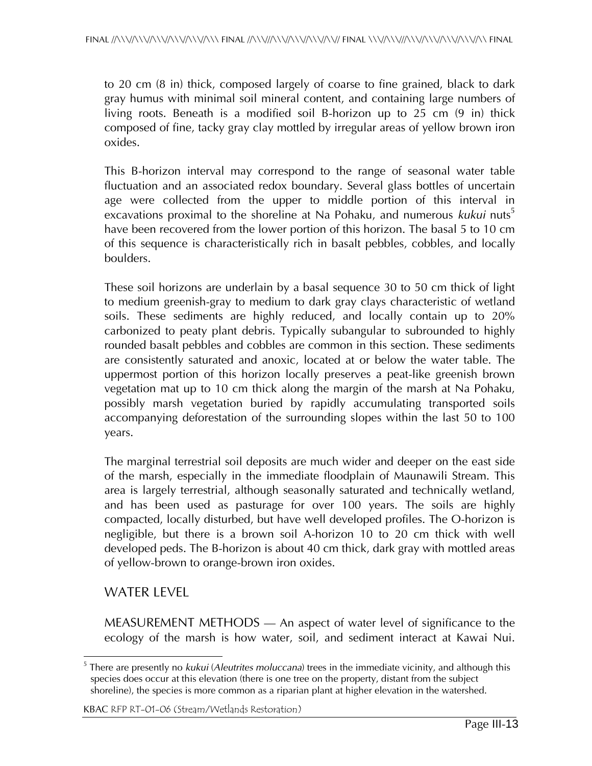to 20 cm (8 in) thick, composed largely of coarse to fine grained, black to dark gray humus with minimal soil mineral content, and containing large numbers of living roots. Beneath is a modified soil B-horizon up to 25 cm (9 in) thick composed of fine, tacky gray clay mottled by irregular areas of yellow brown iron oxides.

This B-horizon interval may correspond to the range of seasonal water table fluctuation and an associated redox boundary. Several glass bottles of uncertain age were collected from the upper to middle portion of this interval in excavations proximal to the shoreline at Na Pohaku, and numerous *kukui* nuts[5] have been recovered from the lower portion of this horizon. The basal 5 to 10 cm of this sequence is characteristically rich in basalt pebbles, cobbles, and locally boulders.

These soil horizons are underlain by a basal sequence 30 to 50 cm thick of light to medium greenish-gray to medium to dark gray clays characteristic of wetland soils. These sediments are highly reduced, and locally contain up to 20% carbonized to peaty plant debris. Typically subangular to subrounded to highly rounded basalt pebbles and cobbles are common in this section. These sediments are consistently saturated and anoxic, located at or below the water table. The uppermost portion of this horizon locally preserves a peat-like greenish brown vegetation mat up to 10 cm thick along the margin of the marsh at Na Pohaku, possibly marsh vegetation buried by rapidly accumulating transported soils accompanying deforestation of the surrounding slopes within the last 50 to 100 years.

The marginal terrestrial soil deposits are much wider and deeper on the east side of the marsh, especially in the immediate floodplain of Maunawili Stream. This area is largely terrestrial, although seasonally saturated and technically wetland, and has been used as pasturage for over 100 years. The soils are highly compacted, locally disturbed, but have well developed profiles. The O-horizon is negligible, but there is a brown soil A-horizon 10 to 20 cm thick with well developed peds. The B-horizon is about 40 cm thick, dark gray with mottled areas of yellow-brown to orange-brown iron oxides.

## WATER LEVEL

MEASUREMENT METHODS — An aspect of water level of significance to the ecology of the marsh is how water, soil, and sediment interact at Kawai Nui.

[5] There are presently no *kukui* (*Aleutrites moluccana*) trees in the immediate vicinity, and although this species does occur at this elevation (there is one tree on the property, distant from the subject shoreline), the species is more common as a riparian plant at higher elevation in the watershed.

KBAC RFP RT-01-06 (Stream/Wetlands Restoration)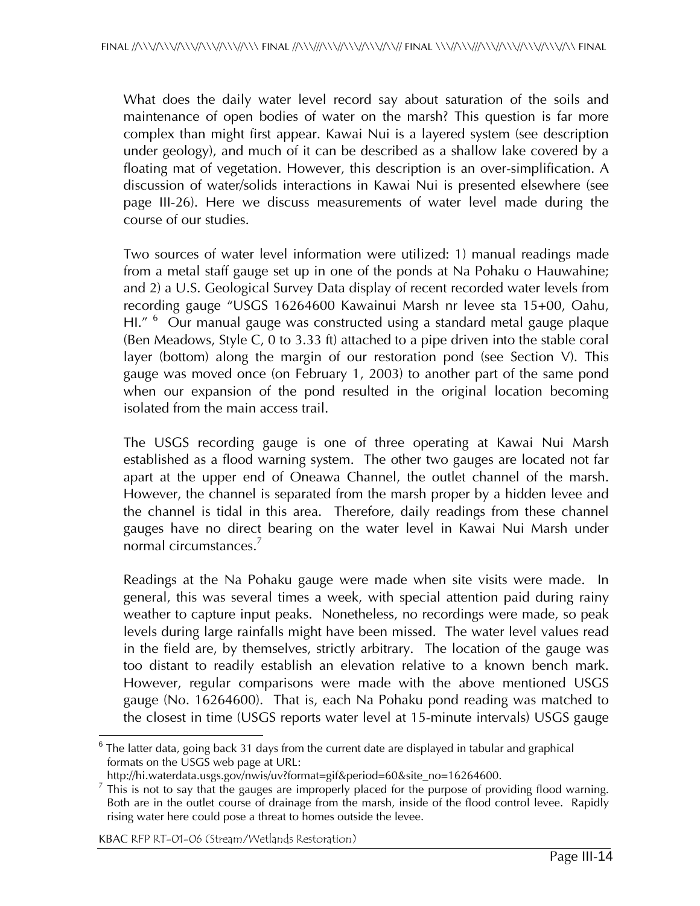What does the daily water level record say about saturation of the soils and maintenance of open bodies of water on the marsh? This question is far more complex than might first appear. Kawai Nui is a layered system (see description under geology), and much of it can be described as a shallow lake covered by a floating mat of vegetation. However, this description is an over-simplification. A discussion of water/solids interactions in Kawai Nui is presented elsewhere (see page III-26). Here we discuss measurements of water level made during the course of our studies.

Two sources of water level information were utilized: 1) manual readings made from a metal staff gauge set up in one of the ponds at Na Pohaku o Hauwahine; and 2) a U.S. Geological Survey Data display of recent recorded water levels from recording gauge "USGS 16264600 Kawainui Marsh nr levee sta 15+00, Oahu, HI." [6] Our manual gauge was constructed using a standard metal gauge plaque (Ben Meadows, Style C, 0 to 3.33 ft) attached to a pipe driven into the stable coral layer (bottom) along the margin of our restoration pond (see Section V). This gauge was moved once (on February 1, 2003) to another part of the same pond when our expansion of the pond resulted in the original location becoming isolated from the main access trail.

The USGS recording gauge is one of three operating at Kawai Nui Marsh established as a flood warning system. The other two gauges are located not far apart at the upper end of Oneawa Channel, the outlet channel of the marsh. However, the channel is separated from the marsh proper by a hidden levee and the channel is tidal in this area. Therefore, daily readings from these channel gauges have no direct bearing on the water level in Kawai Nui Marsh under normal circumstances.[7]

Readings at the Na Pohaku gauge were made when site visits were made. In general, this was several times a week, with special attention paid during rainy weather to capture input peaks. Nonetheless, no recordings were made, so peak levels during large rainfalls might have been missed. The water level values read in the field are, by themselves, strictly arbitrary. The location of the gauge was too distant to readily establish an elevation relative to a known bench mark. However, regular comparisons were made with the above mentioned USGS gauge (No. 16264600). That is, each Na Pohaku pond reading was matched to the closest in time (USGS reports water level at 15-minute intervals) USGS gauge

[6] The latter data, going back 31 days from the current date are displayed in tabular and graphical formats on the USGS web page at URL: http://hi.waterdata.usgs.gov/nwis/uv?format=gif&period=60&site_no=16264600.

[7] This is not to say that the gauges are improperly placed for the purpose of providing flood warning. Both are in the outlet course of drainage from the marsh, inside of the flood control levee. Rapidly rising water here could pose a threat to homes outside the levee.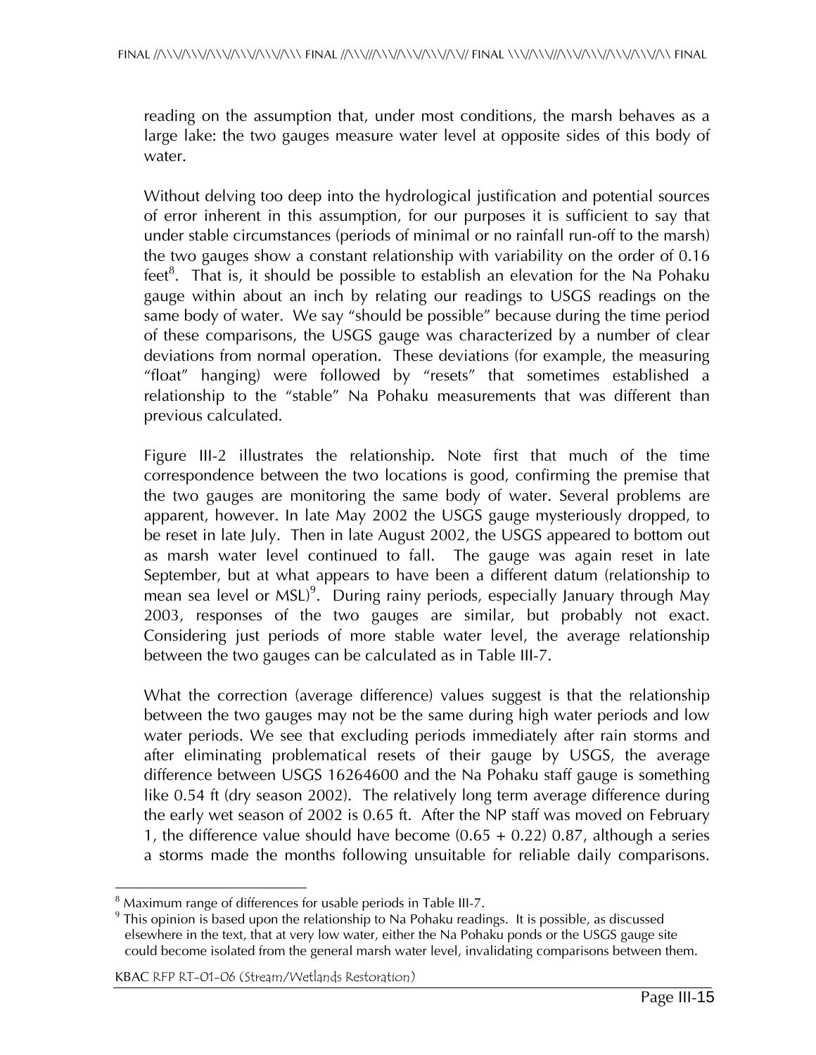reading on the assumption that, under most conditions, the marsh behaves as a large lake: the two gauges measure water level at opposite sides of this body of water.

Without delving too deep into the hydrological justification and potential sources of error inherent in this assumption, for our purposes it is sufficient to say that under stable circumstances (periods of minimal or no rainfall run-off to the marsh) the two gauges show a constant relationship with variability on the order of 0.16 feet[8]. That is, it should be possible to establish an elevation for the Na Pohaku gauge within about an inch by relating our readings to USGS readings on the same body of water. We say "should be possible" because during the time period of these comparisons, the USGS gauge was characterized by a number of clear deviations from normal operation. These deviations (for example, the measuring "float" hanging) were followed by "resets" that sometimes established a relationship to the "stable" Na Pohaku measurements that was different than previous calculated.

Figure III-2 illustrates the relationship. Note first that much of the time correspondence between the two locations is good, confirming the premise that the two gauges are monitoring the same body of water. Several problems are apparent, however. In late May 2002 the USGS gauge mysteriously dropped, to be reset in late July. Then in late August 2002, the USGS appeared to bottom out as marsh water level continued to fall. The gauge was again reset in late September, but at what appears to have been a different datum (relationship to mean sea level or MSL)[9]. During rainy periods, especially January through May 2003, responses of the two gauges are similar, but probably not exact. Considering just periods of more stable water level, the average relationship between the two gauges can be calculated as in Table III-7.

What the correction (average difference) values suggest is that the relationship between the two gauges may not be the same during high water periods and low water periods. We see that excluding periods immediately after rain storms and after eliminating problematical resets of their gauge by USGS, the average difference between USGS 16264600 and the Na Pohaku staff gauge is something like 0.54 ft (dry season 2002). The relatively long term average difference during the early wet season of 2002 is 0.65 ft. After the NP staff was moved on February 1, the difference value should have become (0.65 + 0.22) 0.87, although a series a storms made the months following unsuitable for reliable daily comparisons.

[8] Maximum range of differences for usable periods in Table III-7.

[9] This opinion is based upon the relationship to Na Pohaku readings. It is possible, as discussed elsewhere in the text, that at very low water, either the Na Pohaku ponds or the USGS gauge site could become isolated from the general marsh water level, invalidating comparisons between them.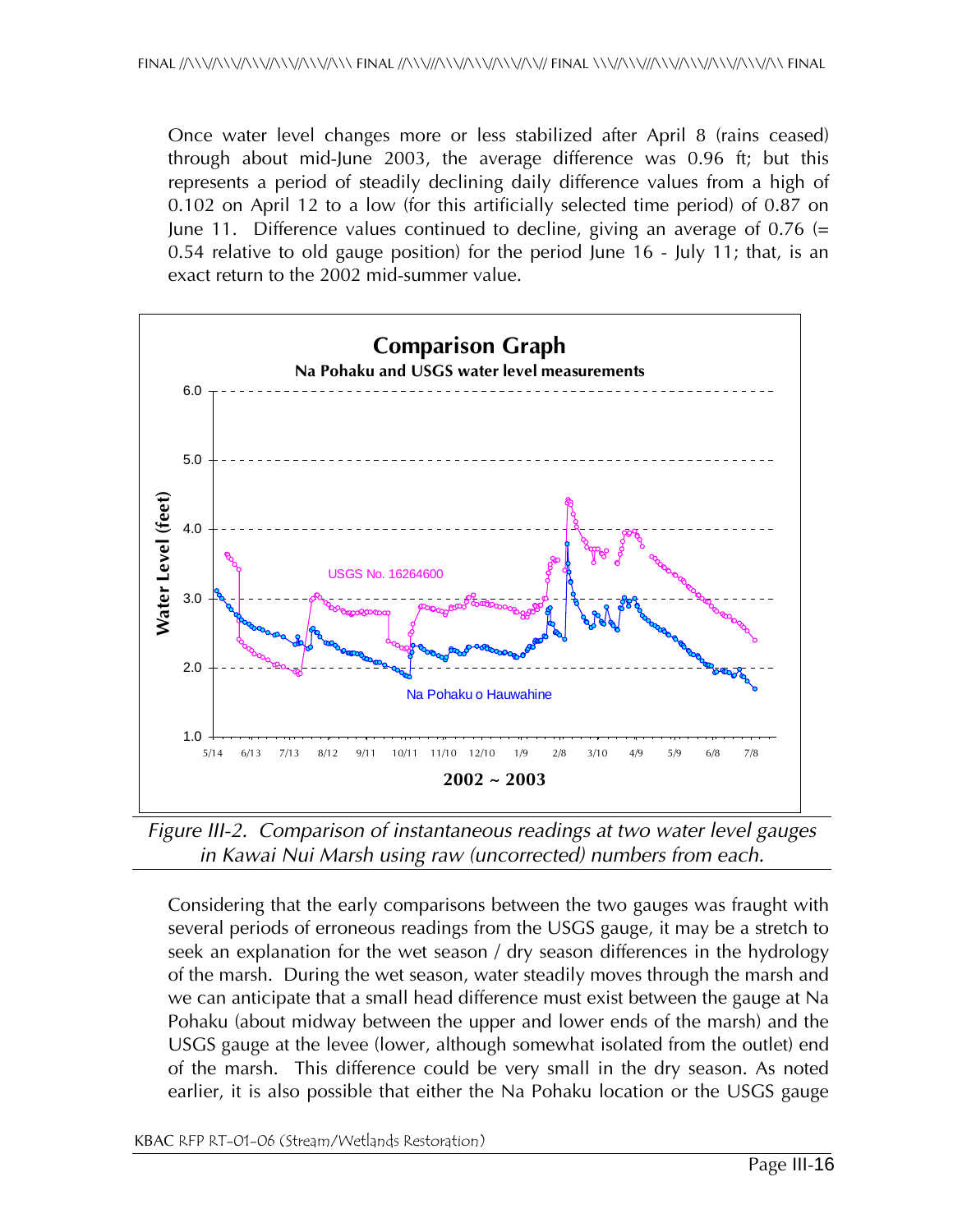Once water level changes more or less stabilized after April 8 (rains ceased) through about mid-June 2003, the average difference was 0.96 ft; but this represents a period of steadily declining daily difference values from a high of 0.102 on April 12 to a low (for this artificially selected time period) of 0.87 on June 11. Difference values continued to decline, giving an average of 0.76 (= 0.54 relative to old gauge position) for the period June 16 - July 11; that, is an exact return to the 2002 mid-summer value.

*Figure III-2. Comparison of instantaneous readings at two water level gauges in Kawai Nui Marsh using raw (uncorrected) numbers from each.*

Considering that the early comparisons between the two gauges was fraught with several periods of erroneous readings from the USGS gauge, it may be a stretch to seek an explanation for the wet season / dry season differences in the hydrology of the marsh. During the wet season, water steadily moves through the marsh and we can anticipate that a small head difference must exist between the gauge at Na Pohaku (about midway between the upper and lower ends of the marsh) and the USGS gauge at the levee (lower, although somewhat isolated from the outlet) end of the marsh. This difference could be very small in the dry season. As noted earlier, it is also possible that either the Na Pohaku location or the USGS gauge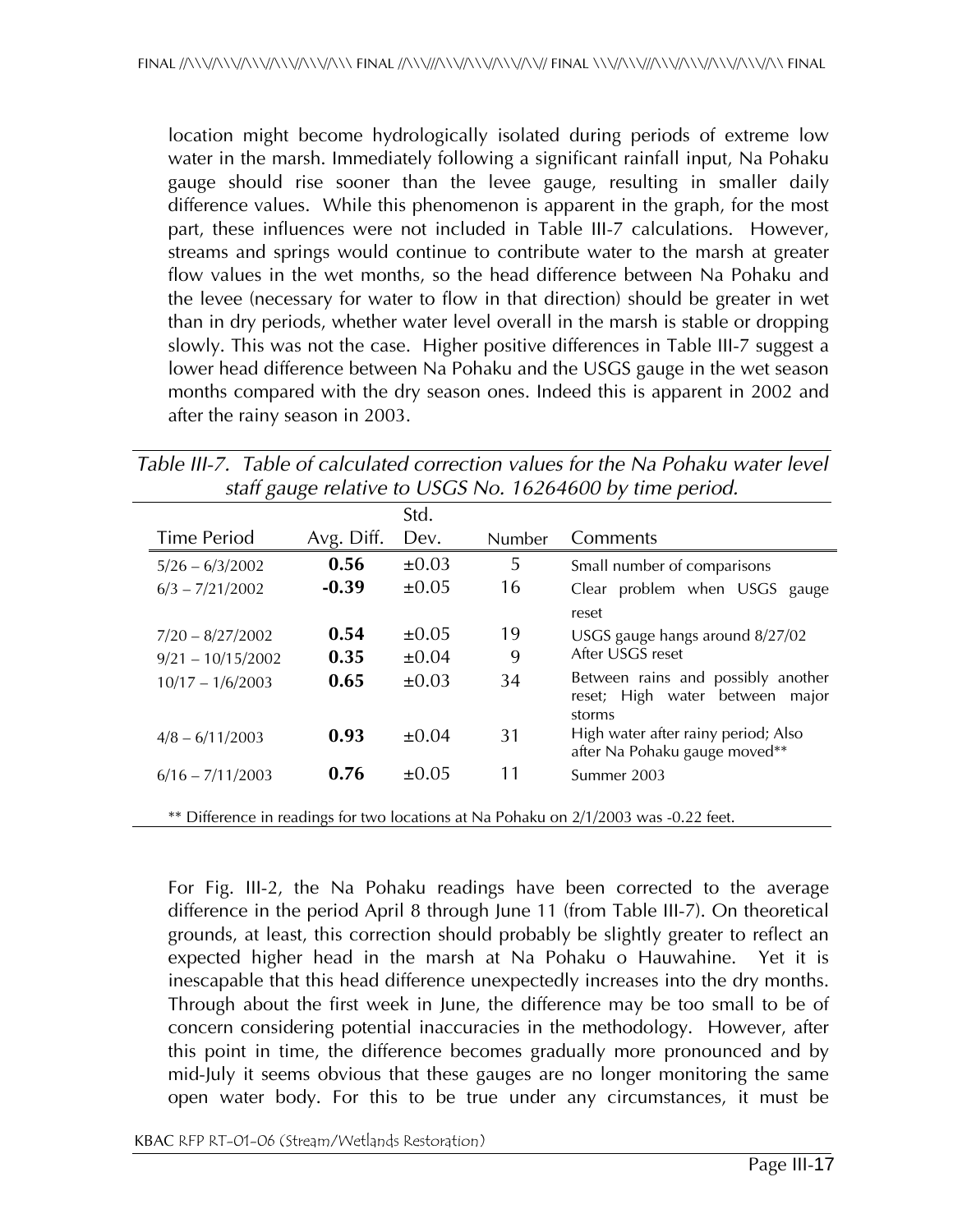location might become hydrologically isolated during periods of extreme low water in the marsh. Immediately following a significant rainfall input, Na Pohaku gauge should rise sooner than the levee gauge, resulting in smaller daily difference values. While this phenomenon is apparent in the graph, for the most part, these influences were not included in Table III-7 calculations. However, streams and springs would continue to contribute water to the marsh at greater flow values in the wet months, so the head difference between Na Pohaku and the levee (necessary for water to flow in that direction) should be greater in wet than in dry periods, whether water level overall in the marsh is stable or dropping slowly. This was not the case. Higher positive differences in Table III-7 suggest a lower head difference between Na Pohaku and the USGS gauge in the wet season months compared with the dry season ones. Indeed this is apparent in 2002 and after the rainy season in 2003.

*Table III-7. Table of calculated correction values for the Na Pohaku water level staff gauge relative to USGS No. 16264600 by time period.*

| Time Period | Avg. Diff. | Std. Dev. | Number | Comments |
|---|---|---|---|---|
| 5/26 – 6/3/2002 | **0.56** | ±0.03 | 5 | Small number of comparisons |
| 6/3 – 7/21/2002 | **-0.39** | ±0.05 | 16 | Clear problem when USGS gauge reset |
| 7/20 – 8/27/2002 | **0.54** | ±0.05 | 19 | USGS gauge hangs around 8/27/02 |
| 9/21 – 10/15/2002 | **0.35** | ±0.04 | 9 | After USGS reset |
| 10/17 – 1/6/2003 | **0.65** | ±0.03 | 34 | Between rains and possibly another reset; High water between major storms |
| 4/8 – 6/11/2003 | **0.93** | ±0.04 | 31 | High water after rainy period; Also after Na Pohaku gauge moved** |
| 6/16 – 7/11/2003 | **0.76** | ±0.05 | 11 | Summer 2003 |

** Difference in readings for two locations at Na Pohaku on 2/1/2003 was -0.22 feet.

For Fig. III-2, the Na Pohaku readings have been corrected to the average difference in the period April 8 through June 11 (from Table III-7). On theoretical grounds, at least, this correction should probably be slightly greater to reflect an expected higher head in the marsh at Na Pohaku o Hauwahine. Yet it is inescapable that this head difference unexpectedly increases into the dry months. Through about the first week in June, the difference may be too small to be of concern considering potential inaccuracies in the methodology. However, after this point in time, the difference becomes gradually more pronounced and by mid-July it seems obvious that these gauges are no longer monitoring the same open water body. For this to be true under any circumstances, it must be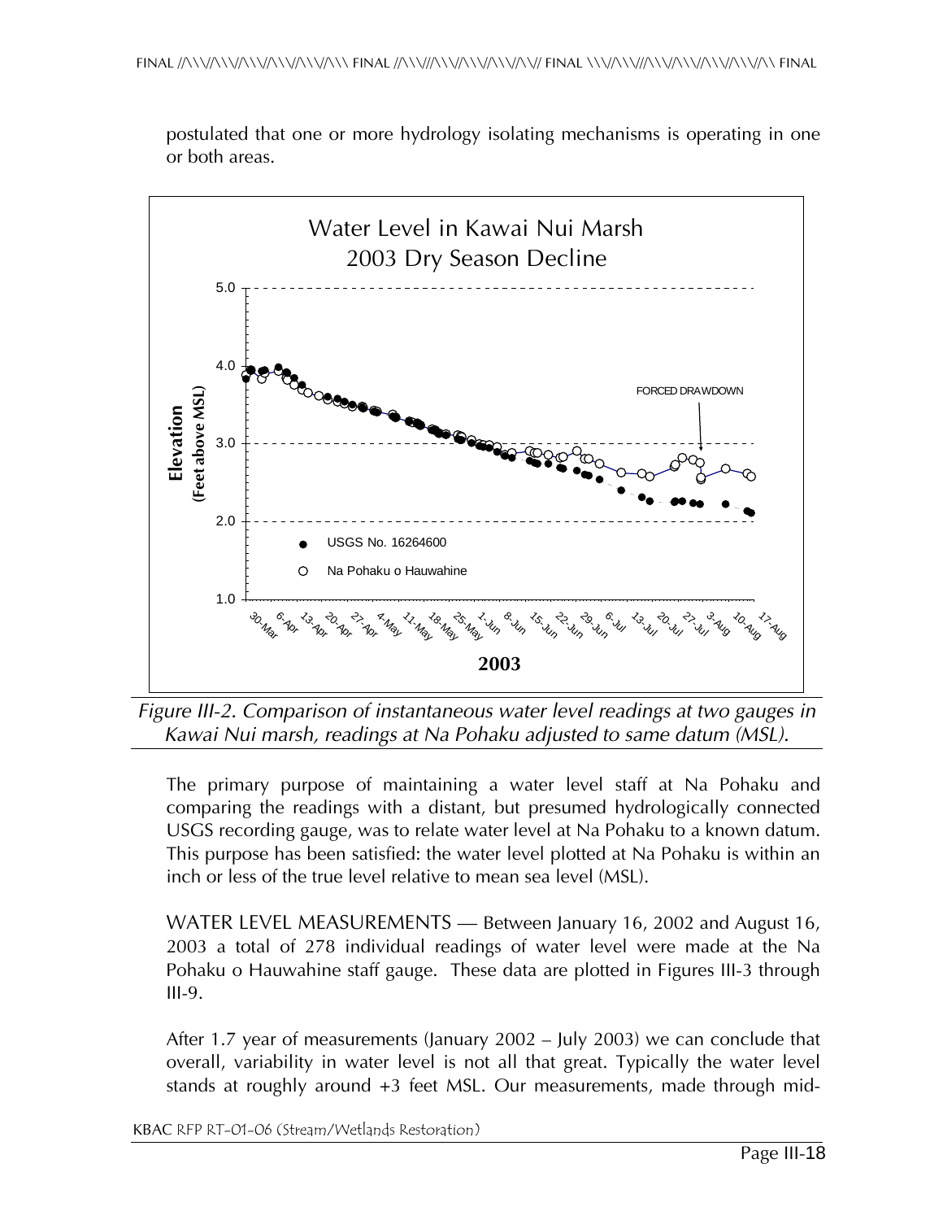postulated that one or more hydrology isolating mechanisms is operating in one or both areas.

*Figure III-2. Comparison of instantaneous water level readings at two gauges in Kawai Nui marsh, readings at Na Pohaku adjusted to same datum (MSL).*

The primary purpose of maintaining a water level staff at Na Pohaku and comparing the readings with a distant, but presumed hydrologically connected USGS recording gauge, was to relate water level at Na Pohaku to a known datum. This purpose has been satisfied: the water level plotted at Na Pohaku is within an inch or less of the true level relative to mean sea level (MSL).

WATER LEVEL MEASUREMENTS — Between January 16, 2002 and August 16, 2003 a total of 278 individual readings of water level were made at the Na Pohaku o Hauwahine staff gauge. These data are plotted in Figures III-3 through III-9.

After 1.7 year of measurements (January 2002 – July 2003) we can conclude that overall, variability in water level is not all that great. Typically the water level stands at roughly around +3 feet MSL. Our measurements, made through mid-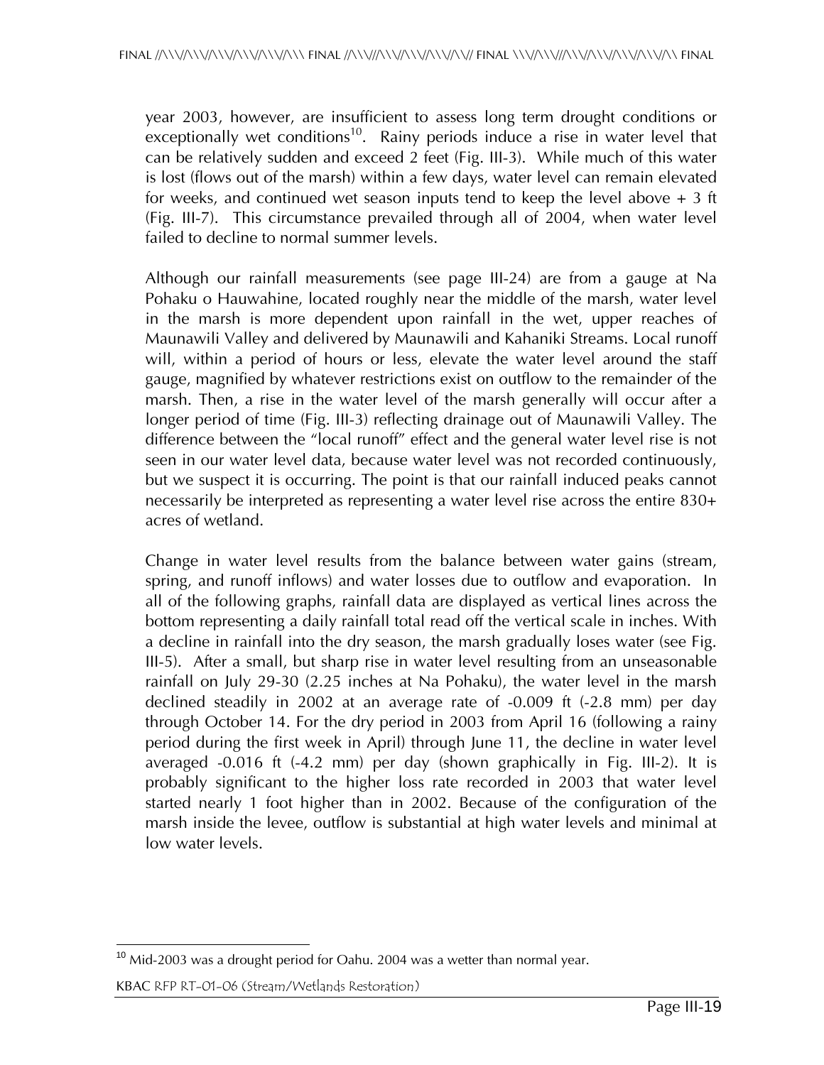year 2003, however, are insufficient to assess long term drought conditions or exceptionally wet conditions[10]. Rainy periods induce a rise in water level that can be relatively sudden and exceed 2 feet (Fig. III-3). While much of this water is lost (flows out of the marsh) within a few days, water level can remain elevated for weeks, and continued wet season inputs tend to keep the level above + 3 ft (Fig. III-7). This circumstance prevailed through all of 2004, when water level failed to decline to normal summer levels.

Although our rainfall measurements (see page III-24) are from a gauge at Na Pohaku o Hauwahine, located roughly near the middle of the marsh, water level in the marsh is more dependent upon rainfall in the wet, upper reaches of Maunawili Valley and delivered by Maunawili and Kahaniki Streams. Local runoff will, within a period of hours or less, elevate the water level around the staff gauge, magnified by whatever restrictions exist on outflow to the remainder of the marsh. Then, a rise in the water level of the marsh generally will occur after a longer period of time (Fig. III-3) reflecting drainage out of Maunawili Valley. The difference between the "local runoff" effect and the general water level rise is not seen in our water level data, because water level was not recorded continuously, but we suspect it is occurring. The point is that our rainfall induced peaks cannot necessarily be interpreted as representing a water level rise across the entire 830+ acres of wetland.

Change in water level results from the balance between water gains (stream, spring, and runoff inflows) and water losses due to outflow and evaporation. In all of the following graphs, rainfall data are displayed as vertical lines across the bottom representing a daily rainfall total read off the vertical scale in inches. With a decline in rainfall into the dry season, the marsh gradually loses water (see Fig. III-5). After a small, but sharp rise in water level resulting from an unseasonable rainfall on July 29-30 (2.25 inches at Na Pohaku), the water level in the marsh declined steadily in 2002 at an average rate of -0.009 ft (-2.8 mm) per day through October 14. For the dry period in 2003 from April 16 (following a rainy period during the first week in April) through June 11, the decline in water level averaged -0.016 ft (-4.2 mm) per day (shown graphically in Fig. III-2). It is probably significant to the higher loss rate recorded in 2003 that water level started nearly 1 foot higher than in 2002. Because of the configuration of the marsh inside the levee, outflow is substantial at high water levels and minimal at low water levels.

[10] Mid-2003 was a drought period for Oahu. 2004 was a wetter than normal year.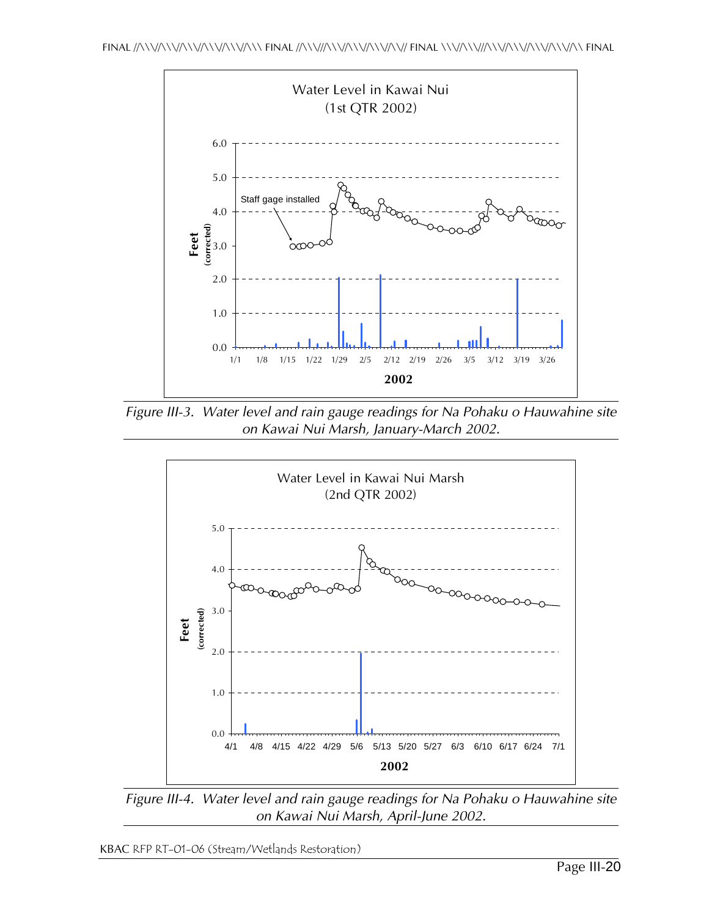Water Level in Kawai Nui
(1st QTR 2002)

Figure III-3. *Water level and rain gauge readings for Na Pohaku o Hauwahine site on Kawai Nui Marsh, January-March 2002.*

Water Level in Kawai Nui Marsh
(2nd QTR 2002)

Figure III-4. *Water level and rain gauge readings for Na Pohaku o Hauwahine site on Kawai Nui Marsh, April-June 2002.*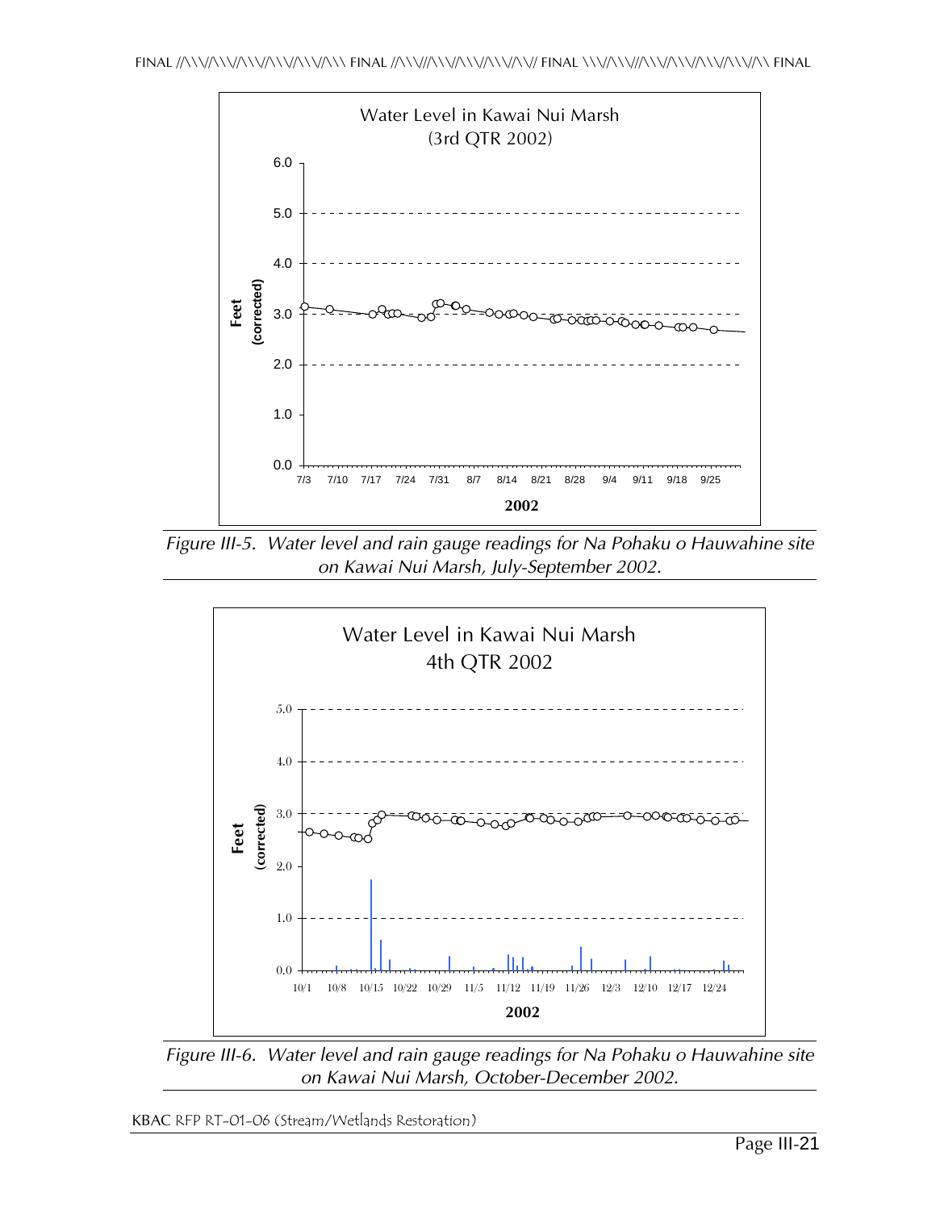Water Level in Kawai Nui Marsh
(3rd QTR 2002)

Feet (corrected)

2002

*Figure III-5. Water level and rain gauge readings for Na Pohaku o Hauwahine site on Kawai Nui Marsh, July-September 2002.*

Water Level in Kawai Nui Marsh
4th QTR 2002

Feet (corrected)

2002

*Figure III-6. Water level and rain gauge readings for Na Pohaku o Hauwahine site on Kawai Nui Marsh, October-December 2002.*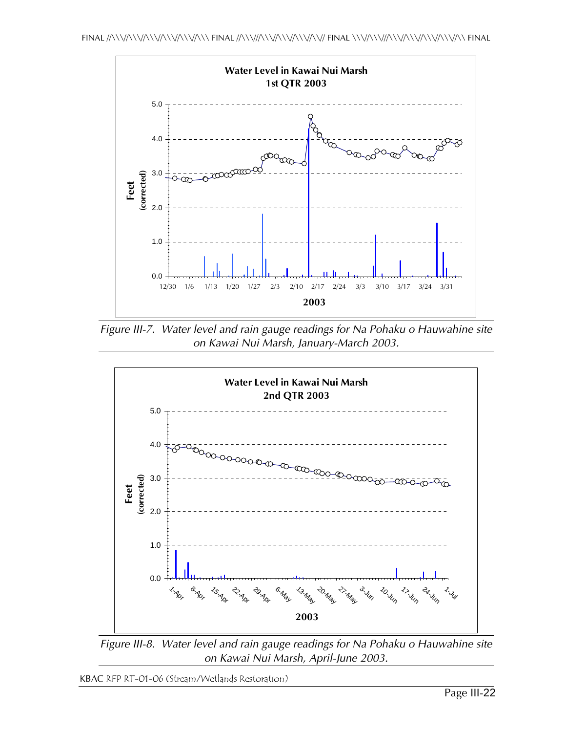Water Level in Kawai Nui Marsh
1st QTR 2003

Figure III-7. Water level and rain gauge readings for Na Pohaku o Hauwahine site on Kawai Nui Marsh, January-March 2003.

Water Level in Kawai Nui Marsh
2nd QTR 2003

Figure III-8. Water level and rain gauge readings for Na Pohaku o Hauwahine site on Kawai Nui Marsh, April-June 2003.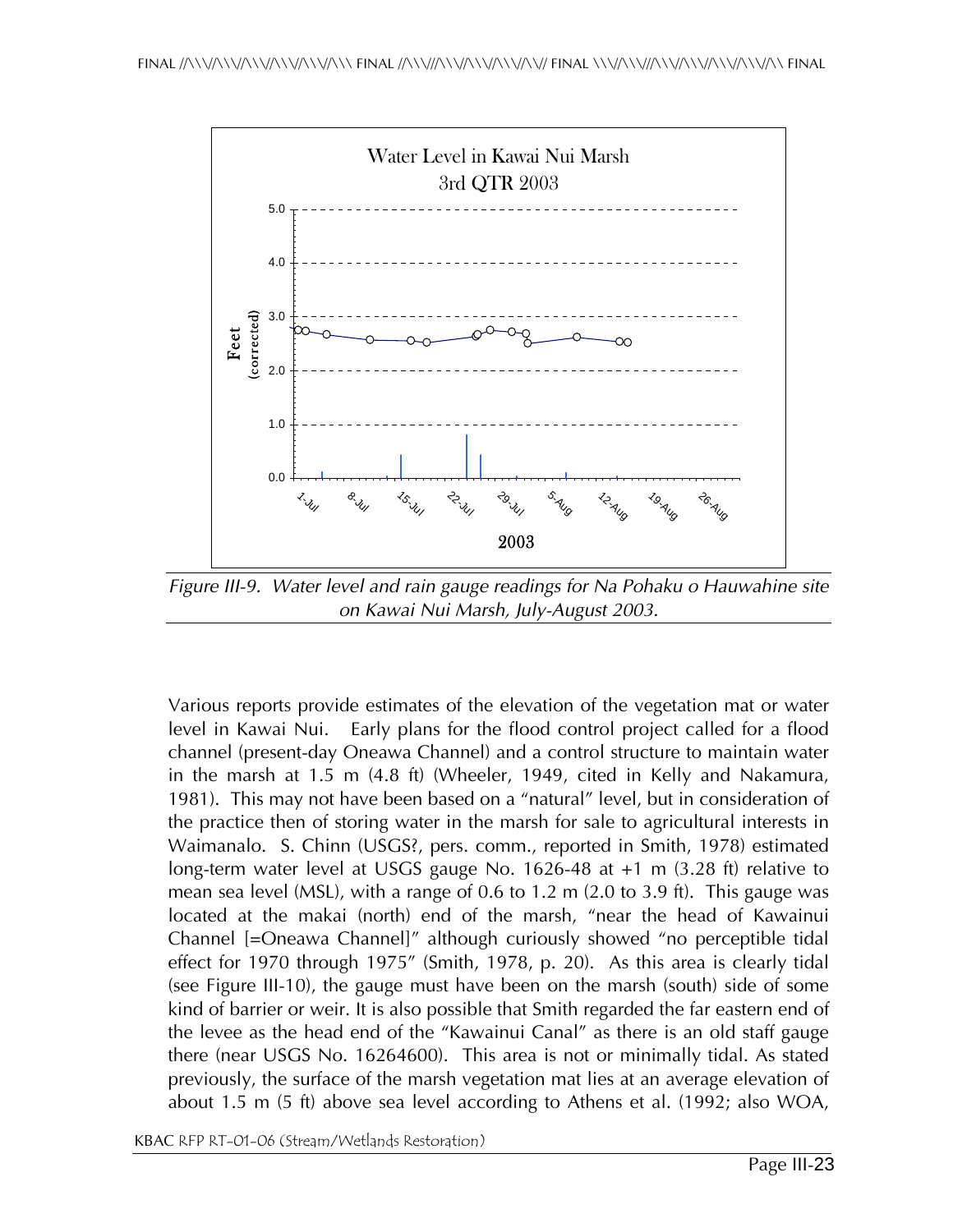Figure III-9. Water level and rain gauge readings for Na Pohaku o Hauwahine site on Kawai Nui Marsh, July-August 2003.

Various reports provide estimates of the elevation of the vegetation mat or water level in Kawai Nui. Early plans for the flood control project called for a flood channel (present-day Oneawa Channel) and a control structure to maintain water in the marsh at 1.5 m (4.8 ft) (Wheeler, 1949, cited in Kelly and Nakamura, 1981). This may not have been based on a "natural" level, but in consideration of the practice then of storing water in the marsh for sale to agricultural interests in Waimanalo. S. Chinn (USGS?, pers. comm., reported in Smith, 1978) estimated long-term water level at USGS gauge No. 1626-48 at +1 m (3.28 ft) relative to mean sea level (MSL), with a range of 0.6 to 1.2 m (2.0 to 3.9 ft). This gauge was located at the makai (north) end of the marsh, "near the head of Kawainui Channel [=Oneawa Channel]" although curiously showed "no perceptible tidal effect for 1970 through 1975" (Smith, 1978, p. 20). As this area is clearly tidal (see Figure III-10), the gauge must have been on the marsh (south) side of some kind of barrier or weir. It is also possible that Smith regarded the far eastern end of the levee as the head end of the "Kawainui Canal" as there is an old staff gauge there (near USGS No. 16264600). This area is not or minimally tidal. As stated previously, the surface of the marsh vegetation mat lies at an average elevation of about 1.5 m (5 ft) above sea level according to Athens et al. (1992; also WOA,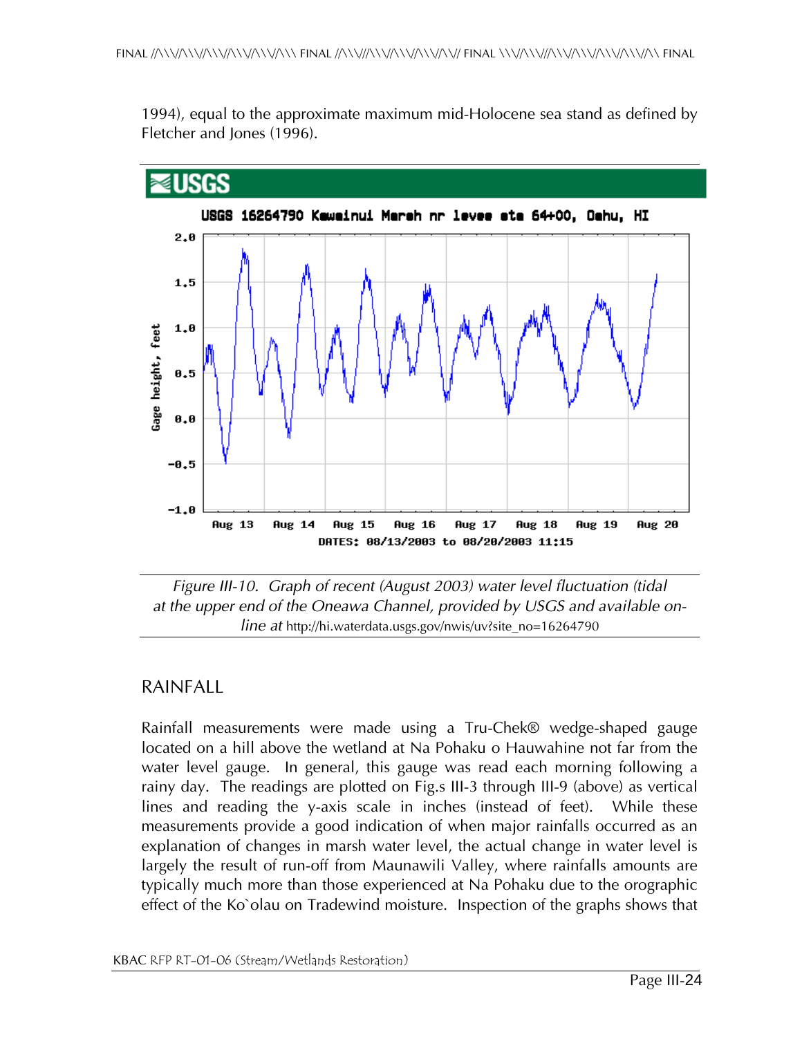1994), equal to the approximate maximum mid-Holocene sea stand as defined by Fletcher and Jones (1996).

*Figure III-10. Graph of recent (August 2003) water level fluctuation (tidal at the upper end of the Oneawa Channel, provided by USGS and available on-line at* http://hi.waterdata.usgs.gov/nwis/uv?site_no=16264790

## RAINFALL

Rainfall measurements were made using a Tru-Chek® wedge-shaped gauge located on a hill above the wetland at Na Pohaku o Hauwahine not far from the water level gauge. In general, this gauge was read each morning following a rainy day. The readings are plotted on Fig.s III-3 through III-9 (above) as vertical lines and reading the y-axis scale in inches (instead of feet). While these measurements provide a good indication of when major rainfalls occurred as an explanation of changes in marsh water level, the actual change in water level is largely the result of run-off from Maunawili Valley, where rainfalls amounts are typically much more than those experienced at Na Pohaku due to the orographic effect of the Ko`olau on Tradewind moisture. Inspection of the graphs shows that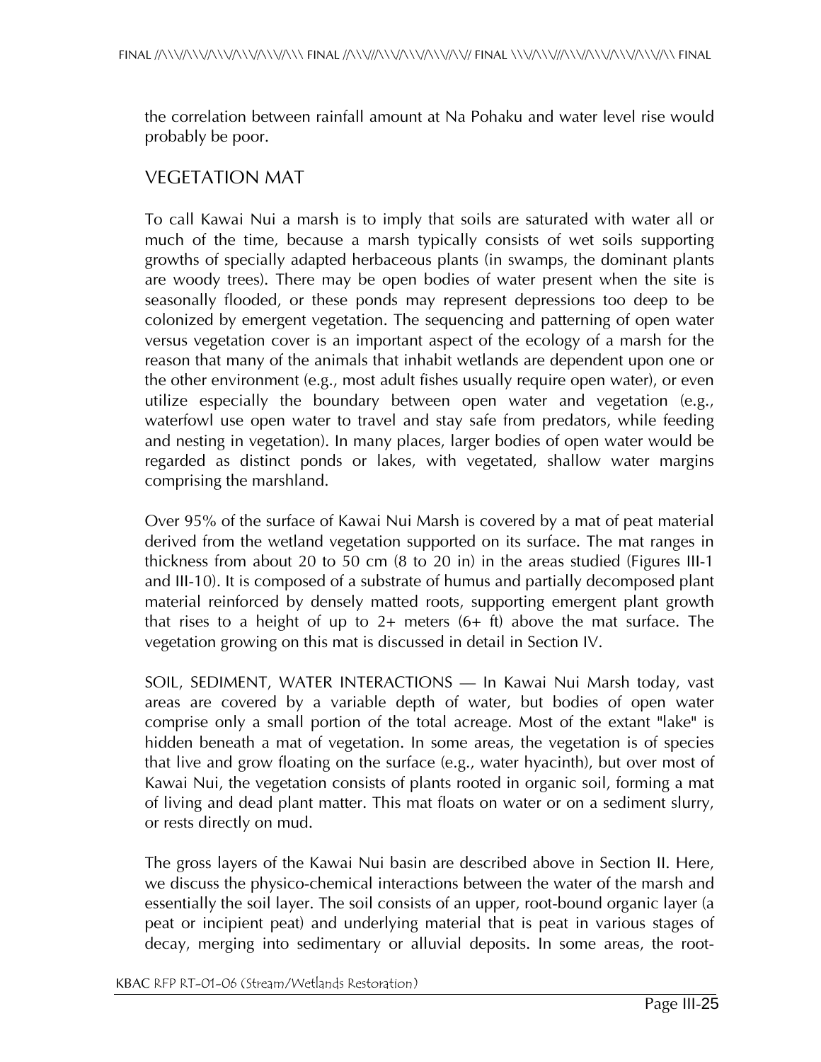the correlation between rainfall amount at Na Pohaku and water level rise would probably be poor.

## VEGETATION MAT

To call Kawai Nui a marsh is to imply that soils are saturated with water all or much of the time, because a marsh typically consists of wet soils supporting growths of specially adapted herbaceous plants (in swamps, the dominant plants are woody trees). There may be open bodies of water present when the site is seasonally flooded, or these ponds may represent depressions too deep to be colonized by emergent vegetation. The sequencing and patterning of open water versus vegetation cover is an important aspect of the ecology of a marsh for the reason that many of the animals that inhabit wetlands are dependent upon one or the other environment (e.g., most adult fishes usually require open water), or even utilize especially the boundary between open water and vegetation (e.g., waterfowl use open water to travel and stay safe from predators, while feeding and nesting in vegetation). In many places, larger bodies of open water would be regarded as distinct ponds or lakes, with vegetated, shallow water margins comprising the marshland.

Over 95% of the surface of Kawai Nui Marsh is covered by a mat of peat material derived from the wetland vegetation supported on its surface. The mat ranges in thickness from about 20 to 50 cm (8 to 20 in) in the areas studied (Figures III-1 and III-10). It is composed of a substrate of humus and partially decomposed plant material reinforced by densely matted roots, supporting emergent plant growth that rises to a height of up to 2+ meters (6+ ft) above the mat surface. The vegetation growing on this mat is discussed in detail in Section IV.

SOIL, SEDIMENT, WATER INTERACTIONS — In Kawai Nui Marsh today, vast areas are covered by a variable depth of water, but bodies of open water comprise only a small portion of the total acreage. Most of the extant "lake" is hidden beneath a mat of vegetation. In some areas, the vegetation is of species that live and grow floating on the surface (e.g., water hyacinth), but over most of Kawai Nui, the vegetation consists of plants rooted in organic soil, forming a mat of living and dead plant matter. This mat floats on water or on a sediment slurry, or rests directly on mud.

The gross layers of the Kawai Nui basin are described above in Section II. Here, we discuss the physico-chemical interactions between the water of the marsh and essentially the soil layer. The soil consists of an upper, root-bound organic layer (a peat or incipient peat) and underlying material that is peat in various stages of decay, merging into sedimentary or alluvial deposits. In some areas, the root-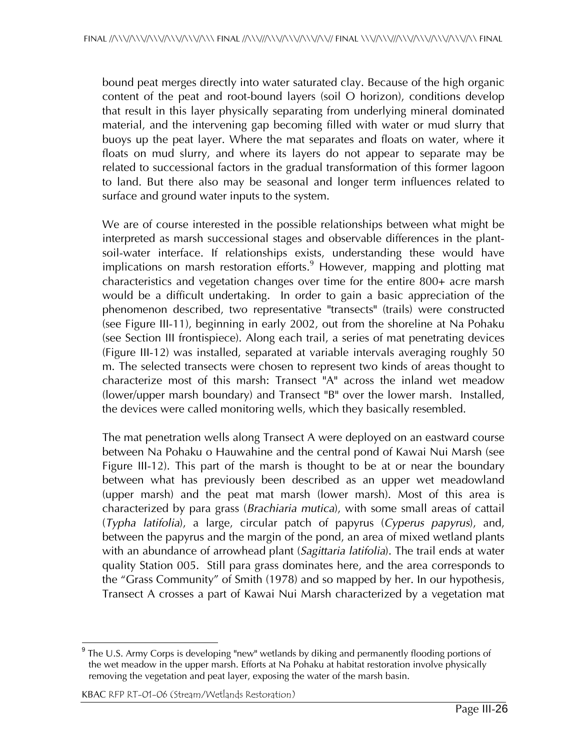bound peat merges directly into water saturated clay. Because of the high organic content of the peat and root-bound layers (soil O horizon), conditions develop that result in this layer physically separating from underlying mineral dominated material, and the intervening gap becoming filled with water or mud slurry that buoys up the peat layer. Where the mat separates and floats on water, where it floats on mud slurry, and where its layers do not appear to separate may be related to successional factors in the gradual transformation of this former lagoon to land. But there also may be seasonal and longer term influences related to surface and ground water inputs to the system.

We are of course interested in the possible relationships between what might be interpreted as marsh successional stages and observable differences in the plant-soil-water interface. If relationships exists, understanding these would have implications on marsh restoration efforts.[9] However, mapping and plotting mat characteristics and vegetation changes over time for the entire 800+ acre marsh would be a difficult undertaking. In order to gain a basic appreciation of the phenomenon described, two representative "transects" (trails) were constructed (see Figure III-11), beginning in early 2002, out from the shoreline at Na Pohaku (see Section III frontispiece). Along each trail, a series of mat penetrating devices (Figure III-12) was installed, separated at variable intervals averaging roughly 50 m. The selected transects were chosen to represent two kinds of areas thought to characterize most of this marsh: Transect "A" across the inland wet meadow (lower/upper marsh boundary) and Transect "B" over the lower marsh. Installed, the devices were called monitoring wells, which they basically resembled.

The mat penetration wells along Transect A were deployed on an eastward course between Na Pohaku o Hauwahine and the central pond of Kawai Nui Marsh (see Figure III-12). This part of the marsh is thought to be at or near the boundary between what has previously been described as an upper wet meadowland (upper marsh) and the peat mat marsh (lower marsh). Most of this area is characterized by para grass (*Brachiaria mutica*), with some small areas of cattail (*Typha latifolia*), a large, circular patch of papyrus (*Cyperus papyrus*), and, between the papyrus and the margin of the pond, an area of mixed wetland plants with an abundance of arrowhead plant (*Sagittaria latifolia*). The trail ends at water quality Station 005. Still para grass dominates here, and the area corresponds to the "Grass Community" of Smith (1978) and so mapped by her. In our hypothesis, Transect A crosses a part of Kawai Nui Marsh characterized by a vegetation mat

---

[9] The U.S. Army Corps is developing "new" wetlands by diking and permanently flooding portions of the wet meadow in the upper marsh. Efforts at Na Pohaku at habitat restoration involve physically removing the vegetation and peat layer, exposing the water of the marsh basin.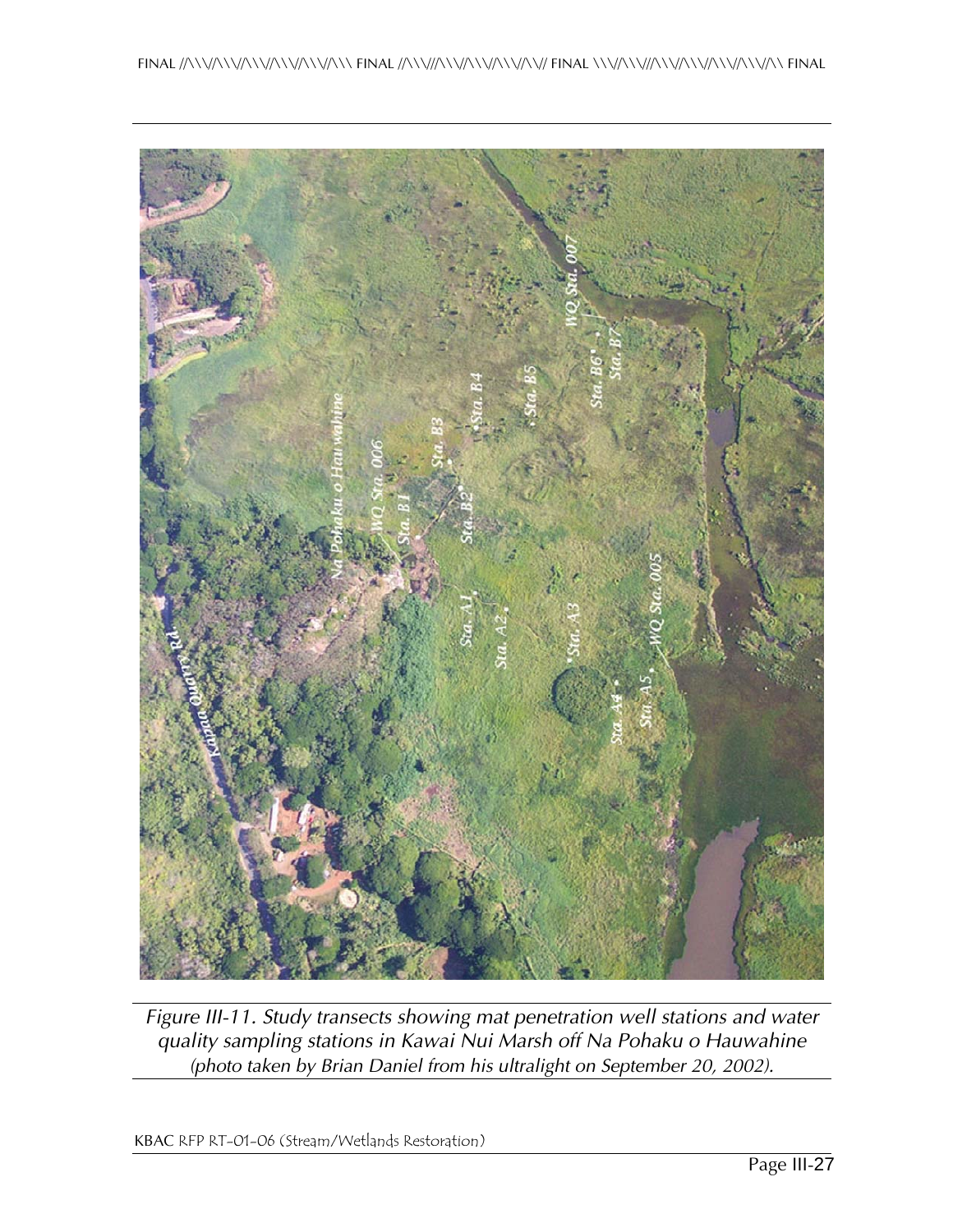*Figure III-11. Study transects showing mat penetration well stations and water quality sampling stations in Kawai Nui Marsh off Na Pohaku o Hauwahine (photo taken by Brian Daniel from his ultralight on September 20, 2002).*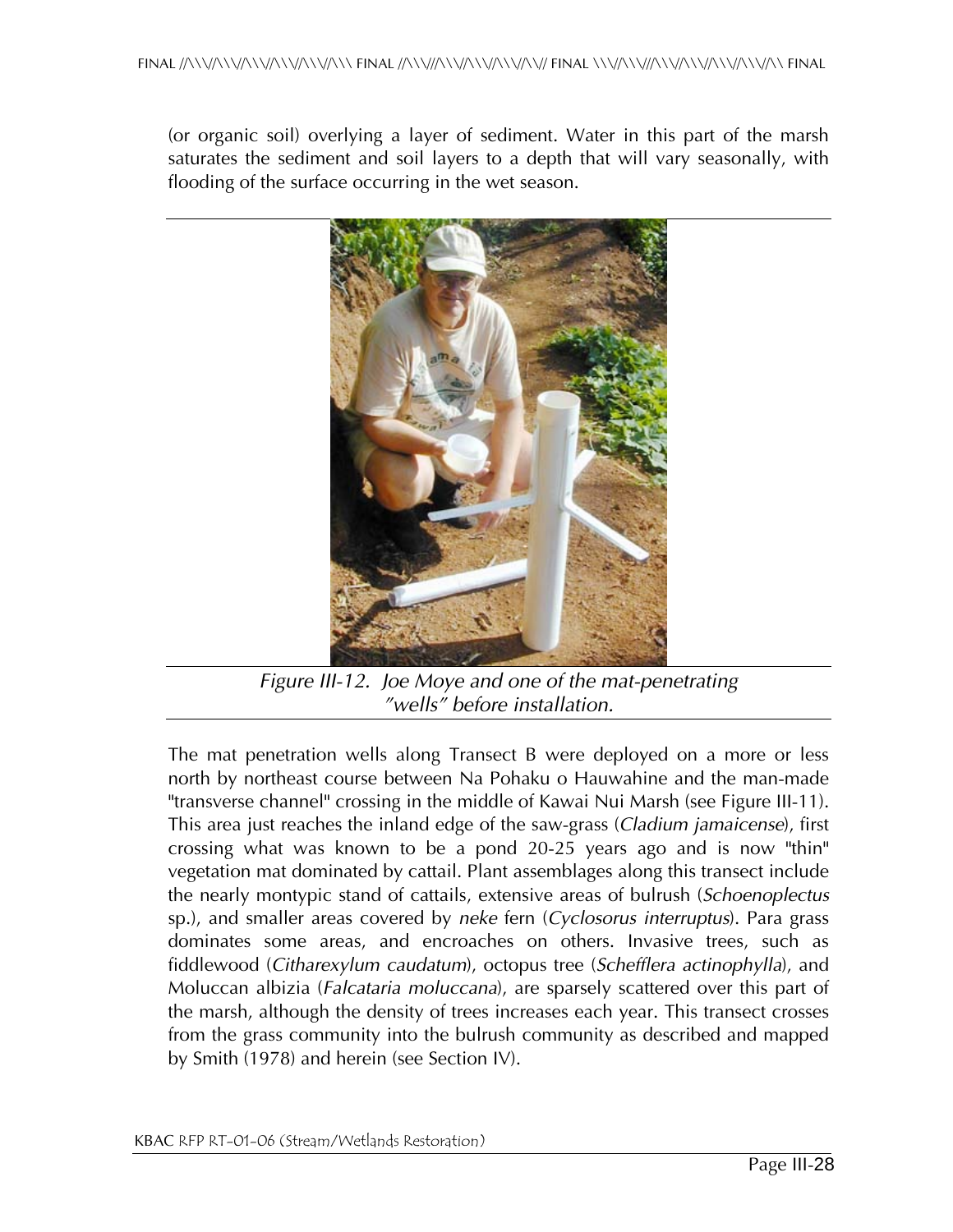(or organic soil) overlying a layer of sediment. Water in this part of the marsh saturates the sediment and soil layers to a depth that will vary seasonally, with flooding of the surface occurring in the wet season.

*Figure III-12. Joe Moye and one of the mat-penetrating "wells" before installation.*

The mat penetration wells along Transect B were deployed on a more or less north by northeast course between Na Pohaku o Hauwahine and the man-made "transverse channel" crossing in the middle of Kawai Nui Marsh (see Figure III-11). This area just reaches the inland edge of the saw-grass (*Cladium jamaicense*), first crossing what was known to be a pond 20-25 years ago and is now "thin" vegetation mat dominated by cattail. Plant assemblages along this transect include the nearly montypic stand of cattails, extensive areas of bulrush (*Schoenoplectus* sp.), and smaller areas covered by *neke* fern (*Cyclosorus interruptus*). Para grass dominates some areas, and encroaches on others. Invasive trees, such as fiddlewood (*Citharexylum caudatum*), octopus tree (*Schefflera actinophylla*), and Moluccan albizia (*Falcataria moluccana*), are sparsely scattered over this part of the marsh, although the density of trees increases each year. This transect crosses from the grass community into the bulrush community as described and mapped by Smith (1978) and herein (see Section IV).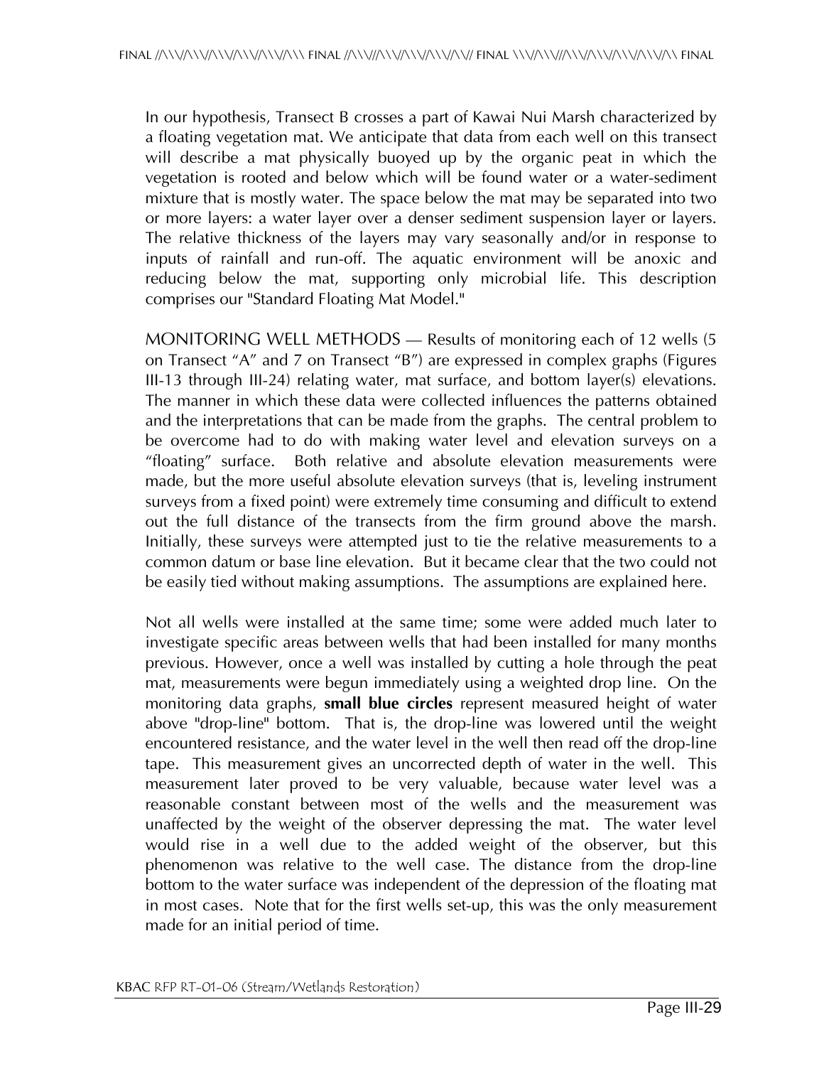In our hypothesis, Transect B crosses a part of Kawai Nui Marsh characterized by a floating vegetation mat. We anticipate that data from each well on this transect will describe a mat physically buoyed up by the organic peat in which the vegetation is rooted and below which will be found water or a water-sediment mixture that is mostly water. The space below the mat may be separated into two or more layers: a water layer over a denser sediment suspension layer or layers. The relative thickness of the layers may vary seasonally and/or in response to inputs of rainfall and run-off. The aquatic environment will be anoxic and reducing below the mat, supporting only microbial life. This description comprises our "Standard Floating Mat Model."

MONITORING WELL METHODS — Results of monitoring each of 12 wells (5 on Transect "A" and 7 on Transect "B") are expressed in complex graphs (Figures III-13 through III-24) relating water, mat surface, and bottom layer(s) elevations. The manner in which these data were collected influences the patterns obtained and the interpretations that can be made from the graphs. The central problem to be overcome had to do with making water level and elevation surveys on a "floating" surface. Both relative and absolute elevation measurements were made, but the more useful absolute elevation surveys (that is, leveling instrument surveys from a fixed point) were extremely time consuming and difficult to extend out the full distance of the transects from the firm ground above the marsh. Initially, these surveys were attempted just to tie the relative measurements to a common datum or base line elevation. But it became clear that the two could not be easily tied without making assumptions. The assumptions are explained here.

Not all wells were installed at the same time; some were added much later to investigate specific areas between wells that had been installed for many months previous. However, once a well was installed by cutting a hole through the peat mat, measurements were begun immediately using a weighted drop line. On the monitoring data graphs, **small blue circles** represent measured height of water above "drop-line" bottom. That is, the drop-line was lowered until the weight encountered resistance, and the water level in the well then read off the drop-line tape. This measurement gives an uncorrected depth of water in the well. This measurement later proved to be very valuable, because water level was a reasonable constant between most of the wells and the measurement was unaffected by the weight of the observer depressing the mat. The water level would rise in a well due to the added weight of the observer, but this phenomenon was relative to the well case. The distance from the drop-line bottom to the water surface was independent of the depression of the floating mat in most cases. Note that for the first wells set-up, this was the only measurement made for an initial period of time.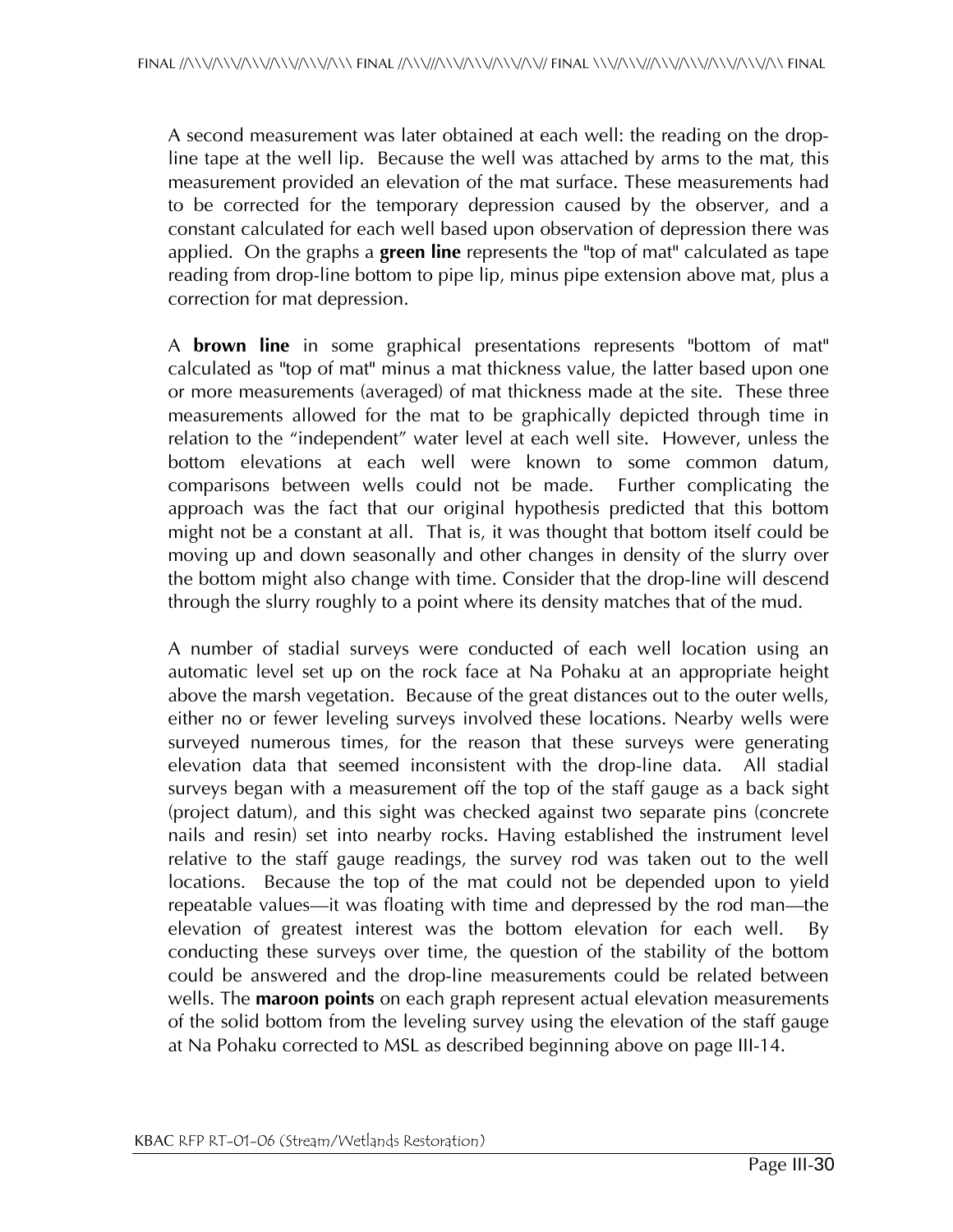A second measurement was later obtained at each well: the reading on the drop-line tape at the well lip. Because the well was attached by arms to the mat, this measurement provided an elevation of the mat surface. These measurements had to be corrected for the temporary depression caused by the observer, and a constant calculated for each well based upon observation of depression there was applied. On the graphs a **green line** represents the "top of mat" calculated as tape reading from drop-line bottom to pipe lip, minus pipe extension above mat, plus a correction for mat depression.

A **brown line** in some graphical presentations represents "bottom of mat" calculated as "top of mat" minus a mat thickness value, the latter based upon one or more measurements (averaged) of mat thickness made at the site. These three measurements allowed for the mat to be graphically depicted through time in relation to the "independent" water level at each well site. However, unless the bottom elevations at each well were known to some common datum, comparisons between wells could not be made. Further complicating the approach was the fact that our original hypothesis predicted that this bottom might not be a constant at all. That is, it was thought that bottom itself could be moving up and down seasonally and other changes in density of the slurry over the bottom might also change with time. Consider that the drop-line will descend through the slurry roughly to a point where its density matches that of the mud.

A number of stadial surveys were conducted of each well location using an automatic level set up on the rock face at Na Pohaku at an appropriate height above the marsh vegetation. Because of the great distances out to the outer wells, either no or fewer leveling surveys involved these locations. Nearby wells were surveyed numerous times, for the reason that these surveys were generating elevation data that seemed inconsistent with the drop-line data. All stadial surveys began with a measurement off the top of the staff gauge as a back sight (project datum), and this sight was checked against two separate pins (concrete nails and resin) set into nearby rocks. Having established the instrument level relative to the staff gauge readings, the survey rod was taken out to the well locations. Because the top of the mat could not be depended upon to yield repeatable values—it was floating with time and depressed by the rod man—the elevation of greatest interest was the bottom elevation for each well. By conducting these surveys over time, the question of the stability of the bottom could be answered and the drop-line measurements could be related between wells. The **maroon points** on each graph represent actual elevation measurements of the solid bottom from the leveling survey using the elevation of the staff gauge at Na Pohaku corrected to MSL as described beginning above on page III-14.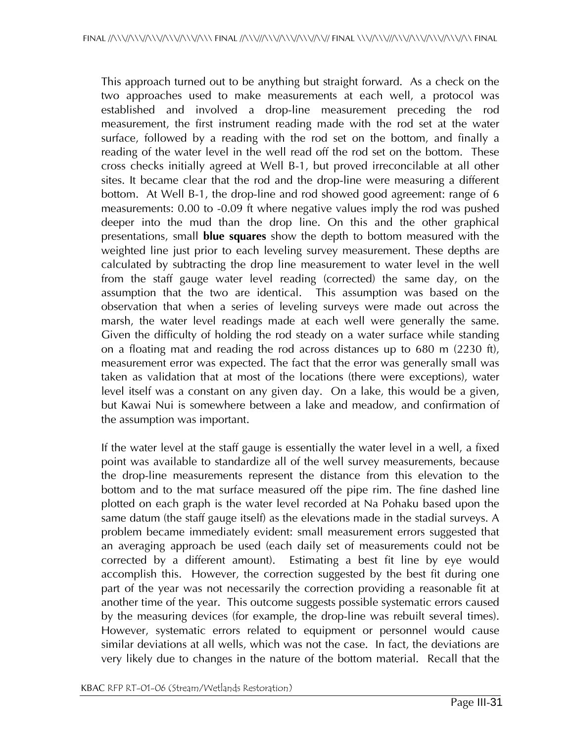This approach turned out to be anything but straight forward. As a check on the two approaches used to make measurements at each well, a protocol was established and involved a drop-line measurement preceding the rod measurement, the first instrument reading made with the rod set at the water surface, followed by a reading with the rod set on the bottom, and finally a reading of the water level in the well read off the rod set on the bottom. These cross checks initially agreed at Well B-1, but proved irreconcilable at all other sites. It became clear that the rod and the drop-line were measuring a different bottom. At Well B-1, the drop-line and rod showed good agreement: range of 6 measurements: 0.00 to -0.09 ft where negative values imply the rod was pushed deeper into the mud than the drop line. On this and the other graphical presentations, small **blue squares** show the depth to bottom measured with the weighted line just prior to each leveling survey measurement. These depths are calculated by subtracting the drop line measurement to water level in the well from the staff gauge water level reading (corrected) the same day, on the assumption that the two are identical. This assumption was based on the observation that when a series of leveling surveys were made out across the marsh, the water level readings made at each well were generally the same. Given the difficulty of holding the rod steady on a water surface while standing on a floating mat and reading the rod across distances up to 680 m (2230 ft), measurement error was expected. The fact that the error was generally small was taken as validation that at most of the locations (there were exceptions), water level itself was a constant on any given day. On a lake, this would be a given, but Kawai Nui is somewhere between a lake and meadow, and confirmation of the assumption was important.

If the water level at the staff gauge is essentially the water level in a well, a fixed point was available to standardize all of the well survey measurements, because the drop-line measurements represent the distance from this elevation to the bottom and to the mat surface measured off the pipe rim. The fine dashed line plotted on each graph is the water level recorded at Na Pohaku based upon the same datum (the staff gauge itself) as the elevations made in the stadial surveys. A problem became immediately evident: small measurement errors suggested that an averaging approach be used (each daily set of measurements could not be corrected by a different amount). Estimating a best fit line by eye would accomplish this. However, the correction suggested by the best fit during one part of the year was not necessarily the correction providing a reasonable fit at another time of the year. This outcome suggests possible systematic errors caused by the measuring devices (for example, the drop-line was rebuilt several times). However, systematic errors related to equipment or personnel would cause similar deviations at all wells, which was not the case. In fact, the deviations are very likely due to changes in the nature of the bottom material. Recall that the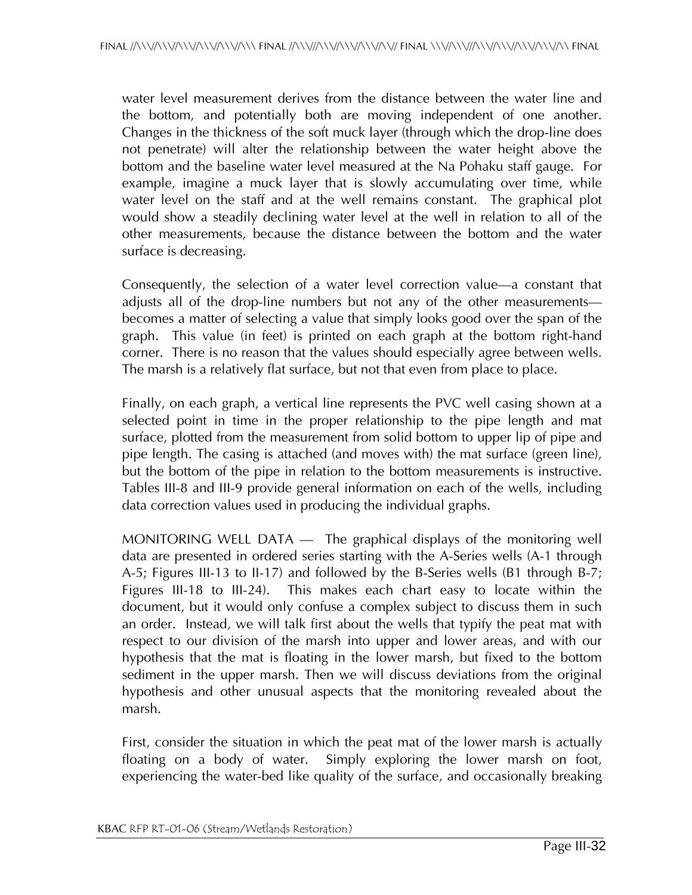water level measurement derives from the distance between the water line and the bottom, and potentially both are moving independent of one another. Changes in the thickness of the soft muck layer (through which the drop-line does not penetrate) will alter the relationship between the water height above the bottom and the baseline water level measured at the Na Pohaku staff gauge. For example, imagine a muck layer that is slowly accumulating over time, while water level on the staff and at the well remains constant. The graphical plot would show a steadily declining water level at the well in relation to all of the other measurements, because the distance between the bottom and the water surface is decreasing.

Consequently, the selection of a water level correction value—a constant that adjusts all of the drop-line numbers but not any of the other measurements—becomes a matter of selecting a value that simply looks good over the span of the graph. This value (in feet) is printed on each graph at the bottom right-hand corner. There is no reason that the values should especially agree between wells. The marsh is a relatively flat surface, but not that even from place to place.

Finally, on each graph, a vertical line represents the PVC well casing shown at a selected point in time in the proper relationship to the pipe length and mat surface, plotted from the measurement from solid bottom to upper lip of pipe and pipe length. The casing is attached (and moves with) the mat surface (green line), but the bottom of the pipe in relation to the bottom measurements is instructive. Tables III-8 and III-9 provide general information on each of the wells, including data correction values used in producing the individual graphs.

MONITORING WELL DATA — The graphical displays of the monitoring well data are presented in ordered series starting with the A-Series wells (A-1 through A-5; Figures III-13 to II-17) and followed by the B-Series wells (B1 through B-7; Figures III-18 to III-24). This makes each chart easy to locate within the document, but it would only confuse a complex subject to discuss them in such an order. Instead, we will talk first about the wells that typify the peat mat with respect to our division of the marsh into upper and lower areas, and with our hypothesis that the mat is floating in the lower marsh, but fixed to the bottom sediment in the upper marsh. Then we will discuss deviations from the original hypothesis and other unusual aspects that the monitoring revealed about the marsh.

First, consider the situation in which the peat mat of the lower marsh is actually floating on a body of water. Simply exploring the lower marsh on foot, experiencing the water-bed like quality of the surface, and occasionally breaking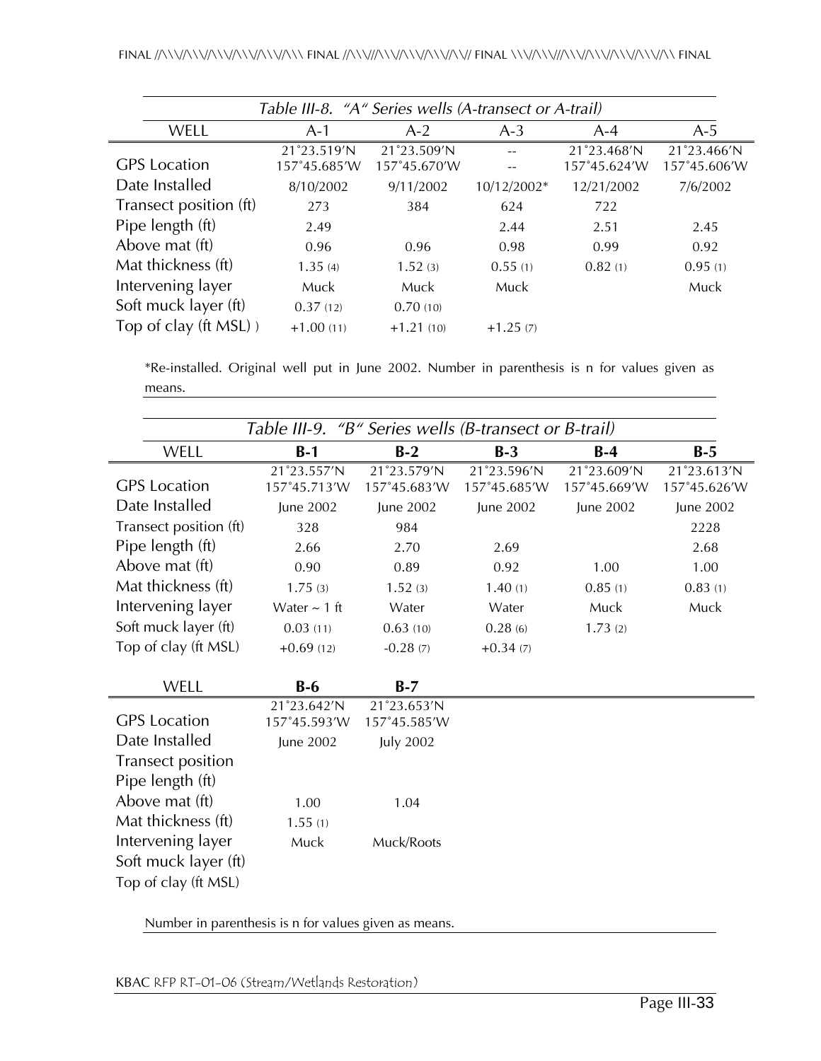| *Table III-8. "A" Series wells (A-transect or A-trail)* | | | | | |
|---|---|---|---|---|---|
| WELL | A-1 | A-2 | A-3 | A-4 | A-5 |
| GPS Location | 21°23.519'N 157°45.685'W | 21°23.509'N 157°45.670'W | -- -- | 21°23.468'N 157°45.624'W | 21°23.466'N 157°45.606'W |
| Date Installed | 8/10/2002 | 9/11/2002 | 10/12/2002* | 12/21/2002 | 7/6/2002 |
| Transect position (ft) | 273 | 384 | 624 | 722 | |
| Pipe length (ft) | 2.49 | | 2.44 | 2.51 | 2.45 |
| Above mat (ft) | 0.96 | 0.96 | 0.98 | 0.99 | 0.92 |
| Mat thickness (ft) | 1.35 (4) | 1.52 (3) | 0.55 (1) | 0.82 (1) | 0.95 (1) |
| Intervening layer | Muck | Muck | Muck | | Muck |
| Soft muck layer (ft) | 0.37 (12) | 0.70 (10) | | | |
| Top of clay (ft MSL) ) | +1.00 (11) | +1.21 (10) | +1.25 (7) | | |

*Re-installed. Original well put in June 2002. Number in parenthesis is n for values given as means.

| *Table III-9. "B" Series wells (B-transect or B-trail)* | | | | | |
|---|---|---|---|---|---|
| WELL | **B-1** | **B-2** | **B-3** | **B-4** | **B-5** |
| GPS Location | 21°23.557'N 157°45.713'W | 21°23.579'N 157°45.683'W | 21°23.596'N 157°45.685'W | 21°23.609'N 157°45.669'W | 21°23.613'N 157°45.626'W |
| Date Installed | June 2002 | June 2002 | June 2002 | June 2002 | June 2002 |
| Transect position (ft) | 328 | 984 | | | 2228 |
| Pipe length (ft) | 2.66 | 2.70 | 2.69 | | 2.68 |
| Above mat (ft) | 0.90 | 0.89 | 0.92 | 1.00 | 1.00 |
| Mat thickness (ft) | 1.75 (3) | 1.52 (3) | 1.40 (1) | 0.85 (1) | 0.83 (1) |
| Intervening layer | Water ~ 1 ft | Water | Water | Muck | Muck |
| Soft muck layer (ft) | 0.03 (11) | 0.63 (10) | 0.28 (6) | 1.73 (2) | |
| Top of clay (ft MSL) | +0.69 (12) | -0.28 (7) | +0.34 (7) | | |

| WELL | **B-6** | **B-7** |
|---|---|---|
| GPS Location | 21°23.642'N 157°45.593'W | 21°23.653'N 157°45.585'W |
| Date Installed | June 2002 | July 2002 |
| Transect position | | |
| Pipe length (ft) | | |
| Above mat (ft) | 1.00 | 1.04 |
| Mat thickness (ft) | 1.55 (1) | |
| Intervening layer | Muck | Muck/Roots |
| Soft muck layer (ft) | | |
| Top of clay (ft MSL) | | |

Number in parenthesis is n for values given as means.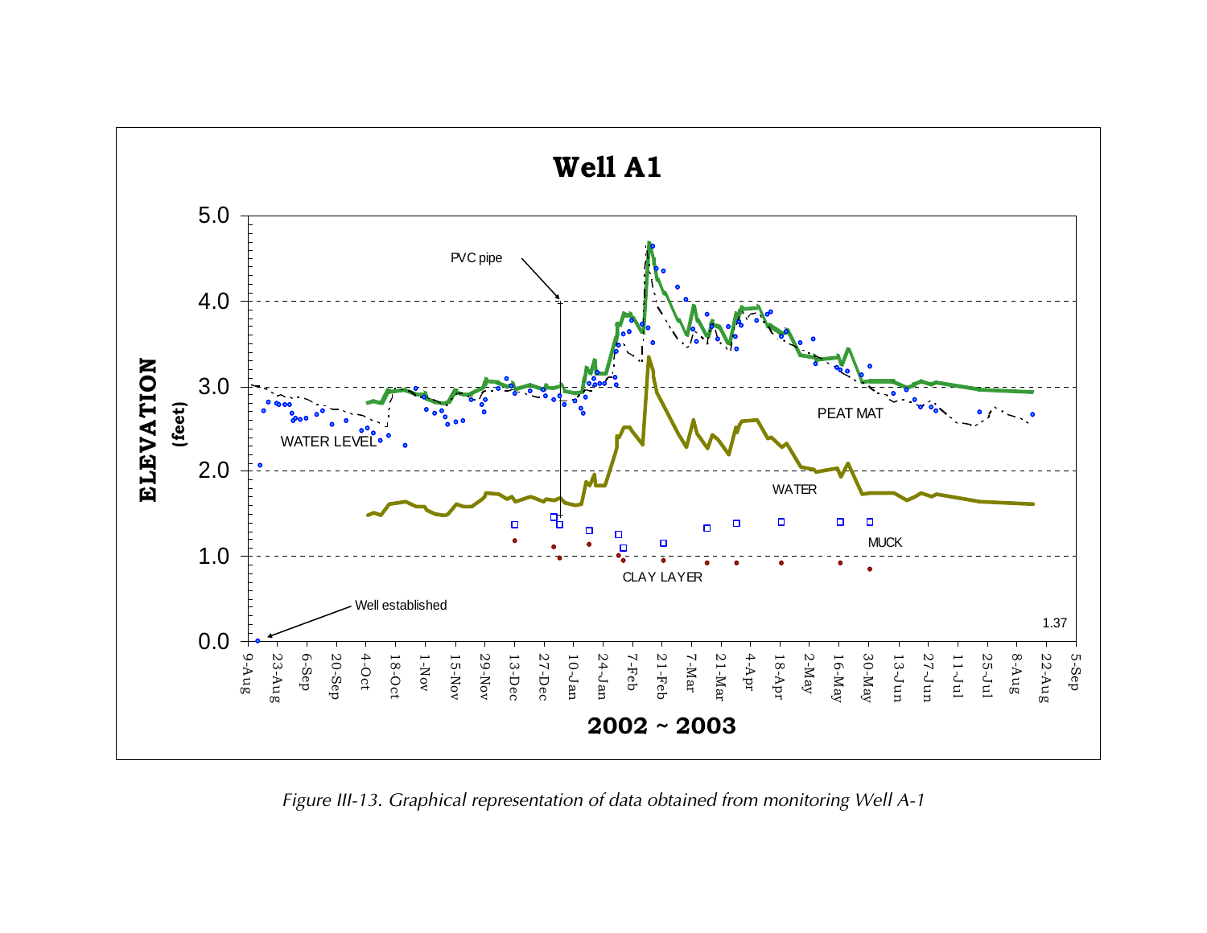*Figure III-13. Graphical representation of data obtained from monitoring Well A-1*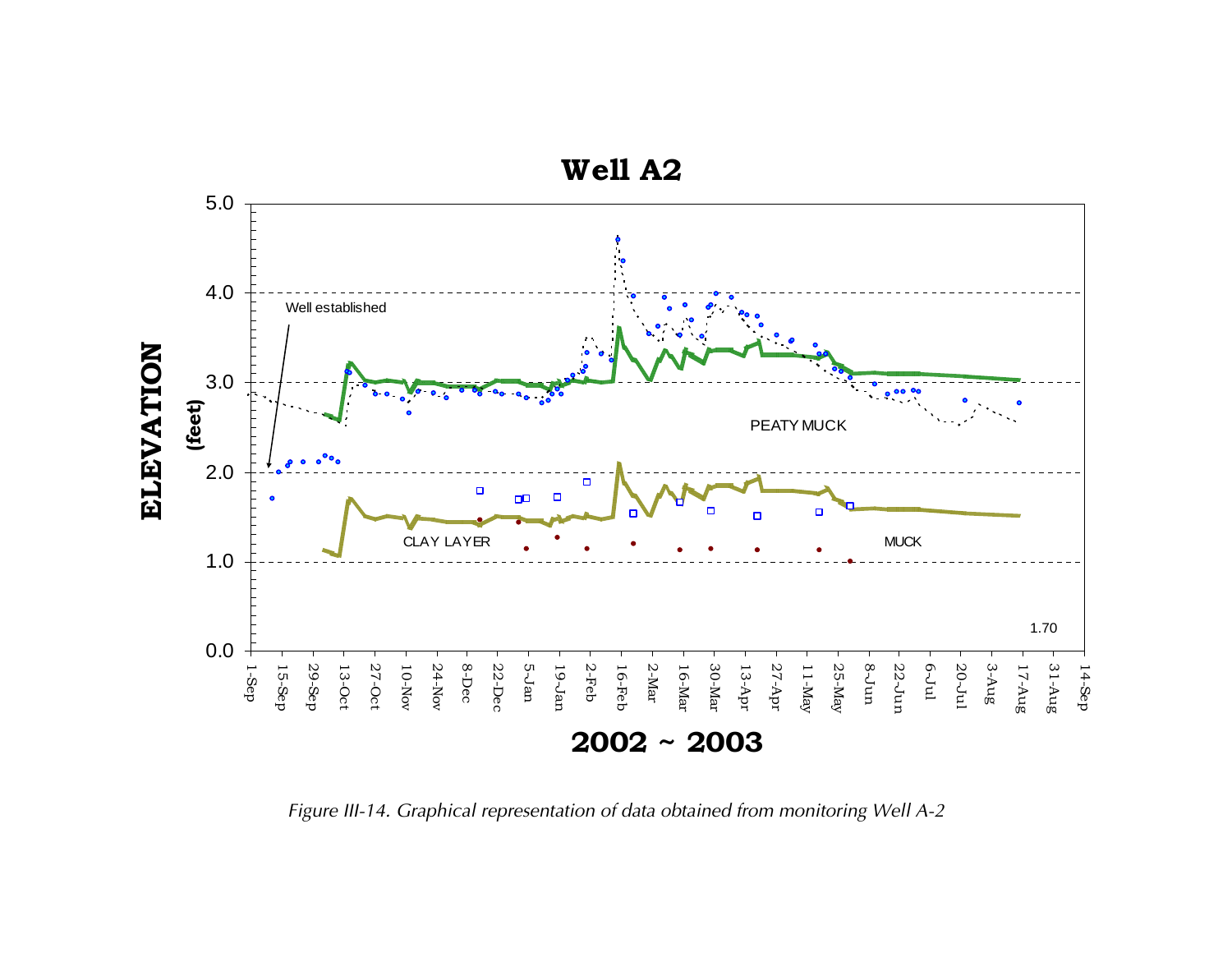# Well A2

*Figure III-14. Graphical representation of data obtained from monitoring Well A-2*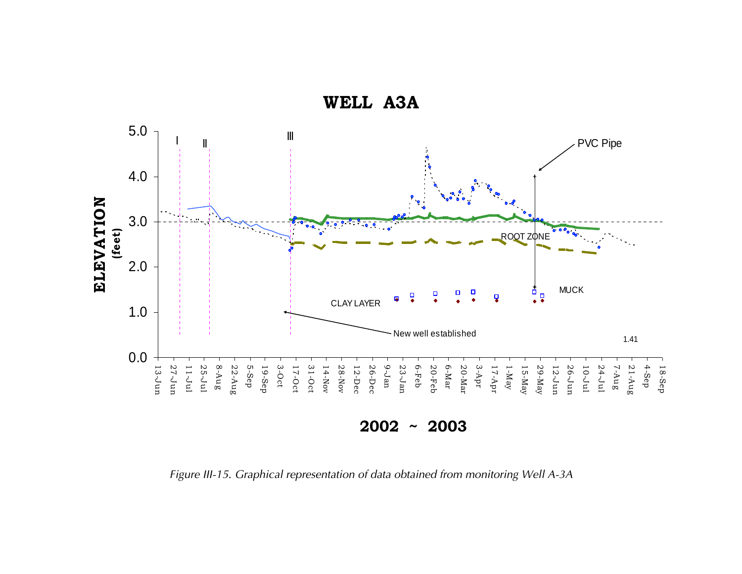# WELL A3A

ELEVATION (feet)

2002 ~ 2003

PVC Pipe

ROOT ZONE

MUCK

CLAY LAYER

New well established

1.41

I II III

*Figure III-15. Graphical representation of data obtained from monitoring Well A-3A*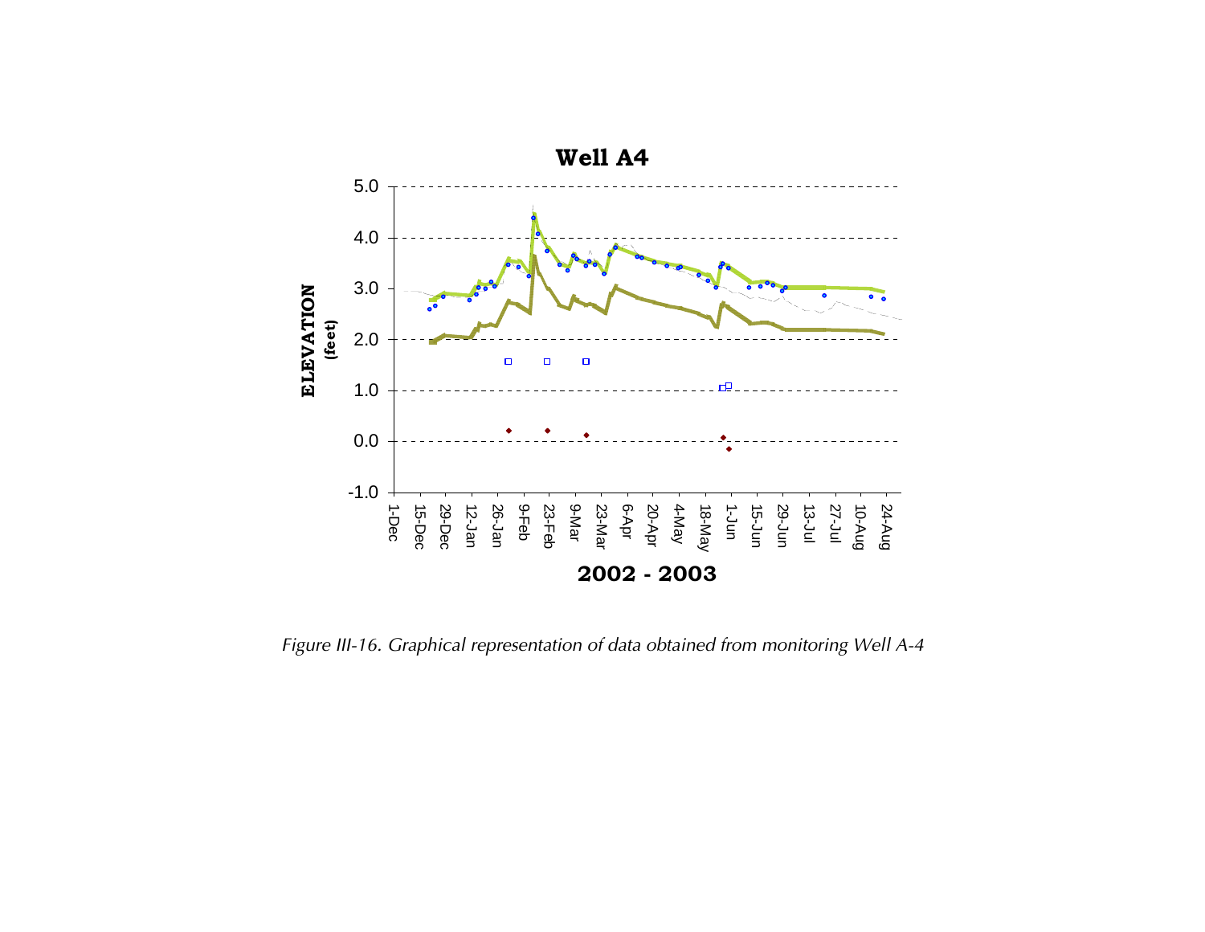Figure III-16. Graphical representation of data obtained from monitoring Well A-4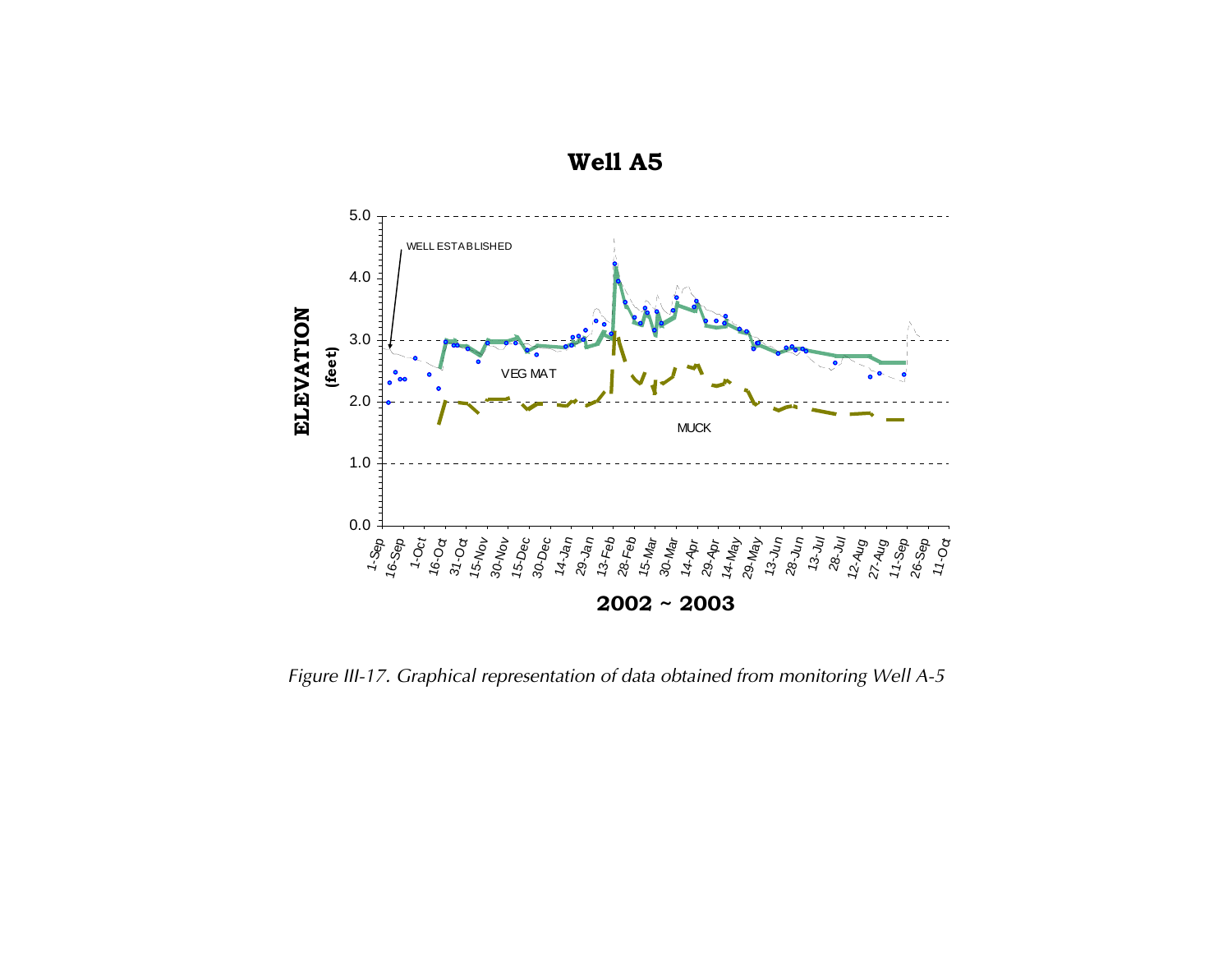# Well A5

ELEVATION (feet)

5.0
4.0
3.0
2.0
1.0
0.0

WELL ESTABLISHED

VEG MAT

MUCK

1-Sep 16-Sep 1-Oct 16-Oct 31-Oct 15-Nov 30-Nov 15-Dec 30-Dec 14-Jan 29-Jan 13-Feb 28-Feb 15-Mar 30-Mar 14-Apr 29-Apr 14-May 29-May 13-Jun 28-Jun 13-Jul 28-Jul 12-Aug 27-Aug 11-Sep 26-Sep 11-Oct

**2002 ~ 2003**

*Figure III-17. Graphical representation of data obtained from monitoring Well A-5*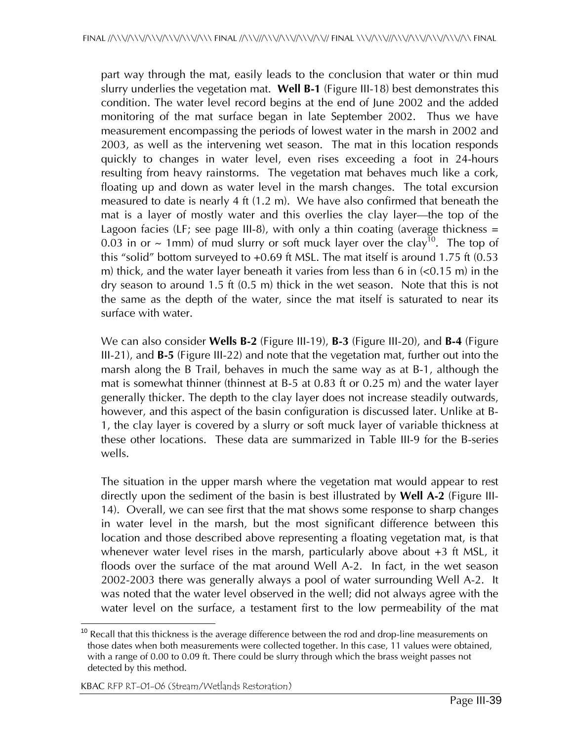part way through the mat, easily leads to the conclusion that water or thin mud slurry underlies the vegetation mat. **Well B-1** (Figure III-18) best demonstrates this condition. The water level record begins at the end of June 2002 and the added monitoring of the mat surface began in late September 2002. Thus we have measurement encompassing the periods of lowest water in the marsh in 2002 and 2003, as well as the intervening wet season. The mat in this location responds quickly to changes in water level, even rises exceeding a foot in 24-hours resulting from heavy rainstorms. The vegetation mat behaves much like a cork, floating up and down as water level in the marsh changes. The total excursion measured to date is nearly 4 ft (1.2 m). We have also confirmed that beneath the mat is a layer of mostly water and this overlies the clay layer—the top of the Lagoon facies (LF; see page III-8), with only a thin coating (average thickness = 0.03 in or ~ 1mm) of mud slurry or soft muck layer over the clay[10]. The top of this "solid" bottom surveyed to +0.69 ft MSL. The mat itself is around 1.75 ft (0.53 m) thick, and the water layer beneath it varies from less than 6 in (<0.15 m) in the dry season to around 1.5 ft (0.5 m) thick in the wet season. Note that this is not the same as the depth of the water, since the mat itself is saturated to near its surface with water.

We can also consider **Wells B-2** (Figure III-19), **B-3** (Figure III-20), and **B-4** (Figure III-21), and **B-5** (Figure III-22) and note that the vegetation mat, further out into the marsh along the B Trail, behaves in much the same way as at B-1, although the mat is somewhat thinner (thinnest at B-5 at 0.83 ft or 0.25 m) and the water layer generally thicker. The depth to the clay layer does not increase steadily outwards, however, and this aspect of the basin configuration is discussed later. Unlike at B-1, the clay layer is covered by a slurry or soft muck layer of variable thickness at these other locations. These data are summarized in Table III-9 for the B-series wells.

The situation in the upper marsh where the vegetation mat would appear to rest directly upon the sediment of the basin is best illustrated by **Well A-2** (Figure III-14). Overall, we can see first that the mat shows some response to sharp changes in water level in the marsh, but the most significant difference between this location and those described above representing a floating vegetation mat, is that whenever water level rises in the marsh, particularly above about +3 ft MSL, it floods over the surface of the mat around Well A-2. In fact, in the wet season 2002-2003 there was generally always a pool of water surrounding Well A-2. It was noted that the water level observed in the well; did not always agree with the water level on the surface, a testament first to the low permeability of the mat

[10] Recall that this thickness is the average difference between the rod and drop-line measurements on those dates when both measurements were collected together. In this case, 11 values were obtained, with a range of 0.00 to 0.09 ft. There could be slurry through which the brass weight passes not detected by this method.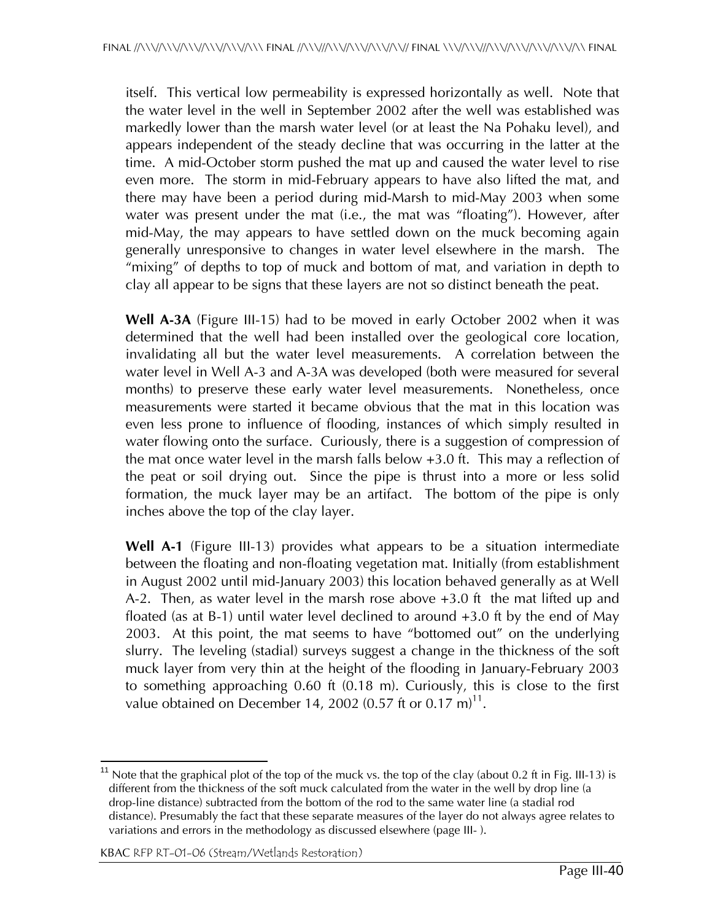itself. This vertical low permeability is expressed horizontally as well. Note that the water level in the well in September 2002 after the well was established was markedly lower than the marsh water level (or at least the Na Pohaku level), and appears independent of the steady decline that was occurring in the latter at the time. A mid-October storm pushed the mat up and caused the water level to rise even more. The storm in mid-February appears to have also lifted the mat, and there may have been a period during mid-Marsh to mid-May 2003 when some water was present under the mat (i.e., the mat was "floating"). However, after mid-May, the may appears to have settled down on the muck becoming again generally unresponsive to changes in water level elsewhere in the marsh. The "mixing" of depths to top of muck and bottom of mat, and variation in depth to clay all appear to be signs that these layers are not so distinct beneath the peat.

**Well A-3A** (Figure III-15) had to be moved in early October 2002 when it was determined that the well had been installed over the geological core location, invalidating all but the water level measurements. A correlation between the water level in Well A-3 and A-3A was developed (both were measured for several months) to preserve these early water level measurements. Nonetheless, once measurements were started it became obvious that the mat in this location was even less prone to influence of flooding, instances of which simply resulted in water flowing onto the surface. Curiously, there is a suggestion of compression of the mat once water level in the marsh falls below +3.0 ft. This may a reflection of the peat or soil drying out. Since the pipe is thrust into a more or less solid formation, the muck layer may be an artifact. The bottom of the pipe is only inches above the top of the clay layer.

**Well A-1** (Figure III-13) provides what appears to be a situation intermediate between the floating and non-floating vegetation mat. Initially (from establishment in August 2002 until mid-January 2003) this location behaved generally as at Well A-2. Then, as water level in the marsh rose above +3.0 ft the mat lifted up and floated (as at B-1) until water level declined to around +3.0 ft by the end of May 2003. At this point, the mat seems to have "bottomed out" on the underlying slurry. The leveling (stadial) surveys suggest a change in the thickness of the soft muck layer from very thin at the height of the flooding in January-February 2003 to something approaching 0.60 ft (0.18 m). Curiously, this is close to the first value obtained on December 14, 2002 (0.57 ft or 0.17 m)[11].

---

[11] Note that the graphical plot of the top of the muck vs. the top of the clay (about 0.2 ft in Fig. III-13) is different from the thickness of the soft muck calculated from the water in the well by drop line (a drop-line distance) subtracted from the bottom of the rod to the same water line (a stadial rod distance). Presumably the fact that these separate measures of the layer do not always agree relates to variations and errors in the methodology as discussed elsewhere (page III- ).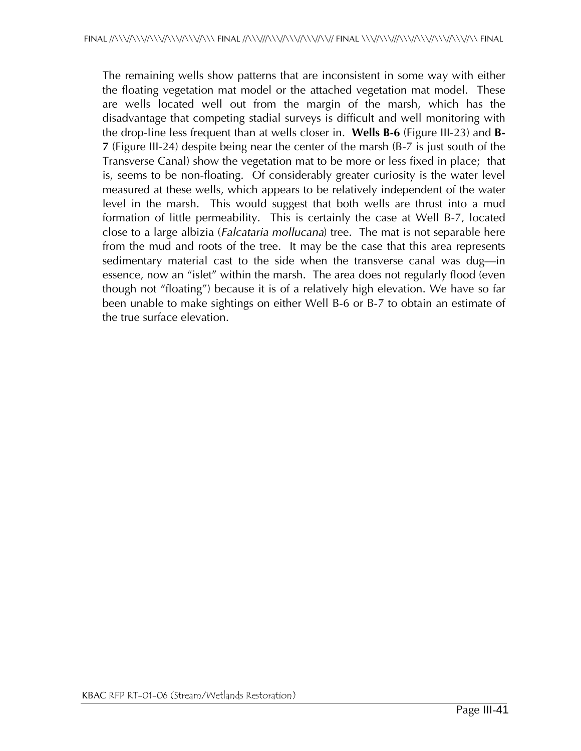The remaining wells show patterns that are inconsistent in some way with either the floating vegetation mat model or the attached vegetation mat model. These are wells located well out from the margin of the marsh, which has the disadvantage that competing stadial surveys is difficult and well monitoring with the drop-line less frequent than at wells closer in. **Wells B-6** (Figure III-23) and **B-7** (Figure III-24) despite being near the center of the marsh (B-7 is just south of the Transverse Canal) show the vegetation mat to be more or less fixed in place; that is, seems to be non-floating. Of considerably greater curiosity is the water level measured at these wells, which appears to be relatively independent of the water level in the marsh. This would suggest that both wells are thrust into a mud formation of little permeability. This is certainly the case at Well B-7, located close to a large albizia (*Falcataria mollucana*) tree. The mat is not separable here from the mud and roots of the tree. It may be the case that this area represents sedimentary material cast to the side when the transverse canal was dug—in essence, now an "islet" within the marsh. The area does not regularly flood (even though not "floating") because it is of a relatively high elevation. We have so far been unable to make sightings on either Well B-6 or B-7 to obtain an estimate of the true surface elevation.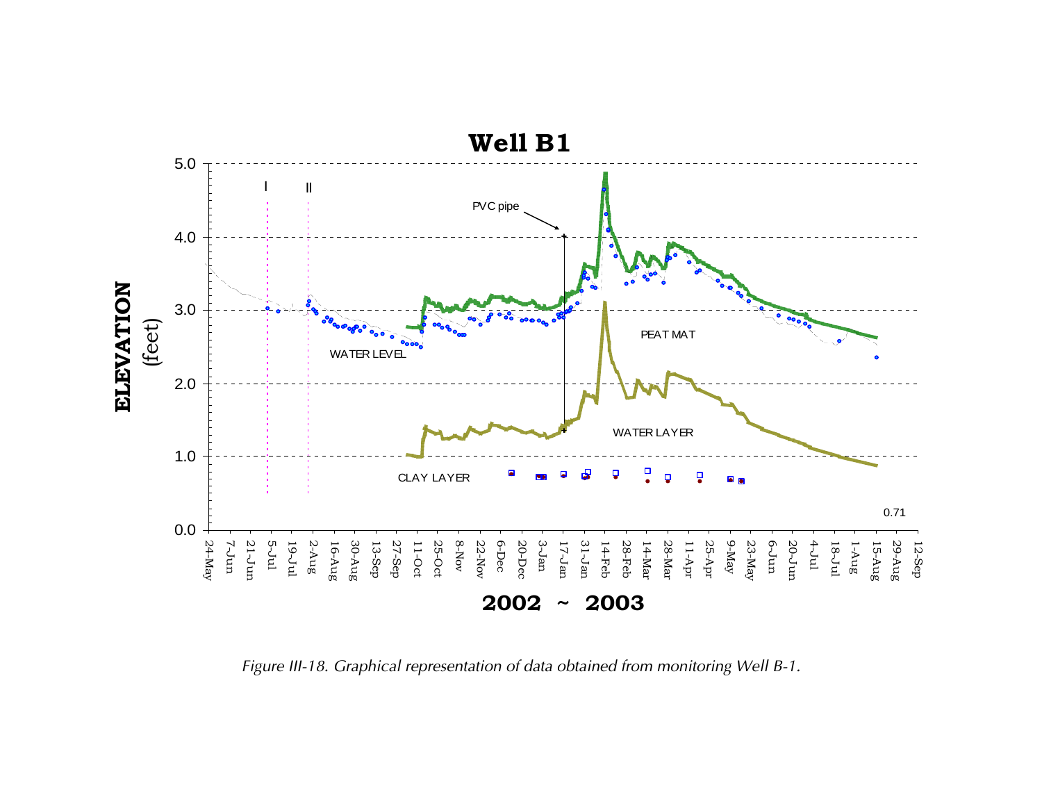*Figure III-18. Graphical representation of data obtained from monitoring Well B-1.*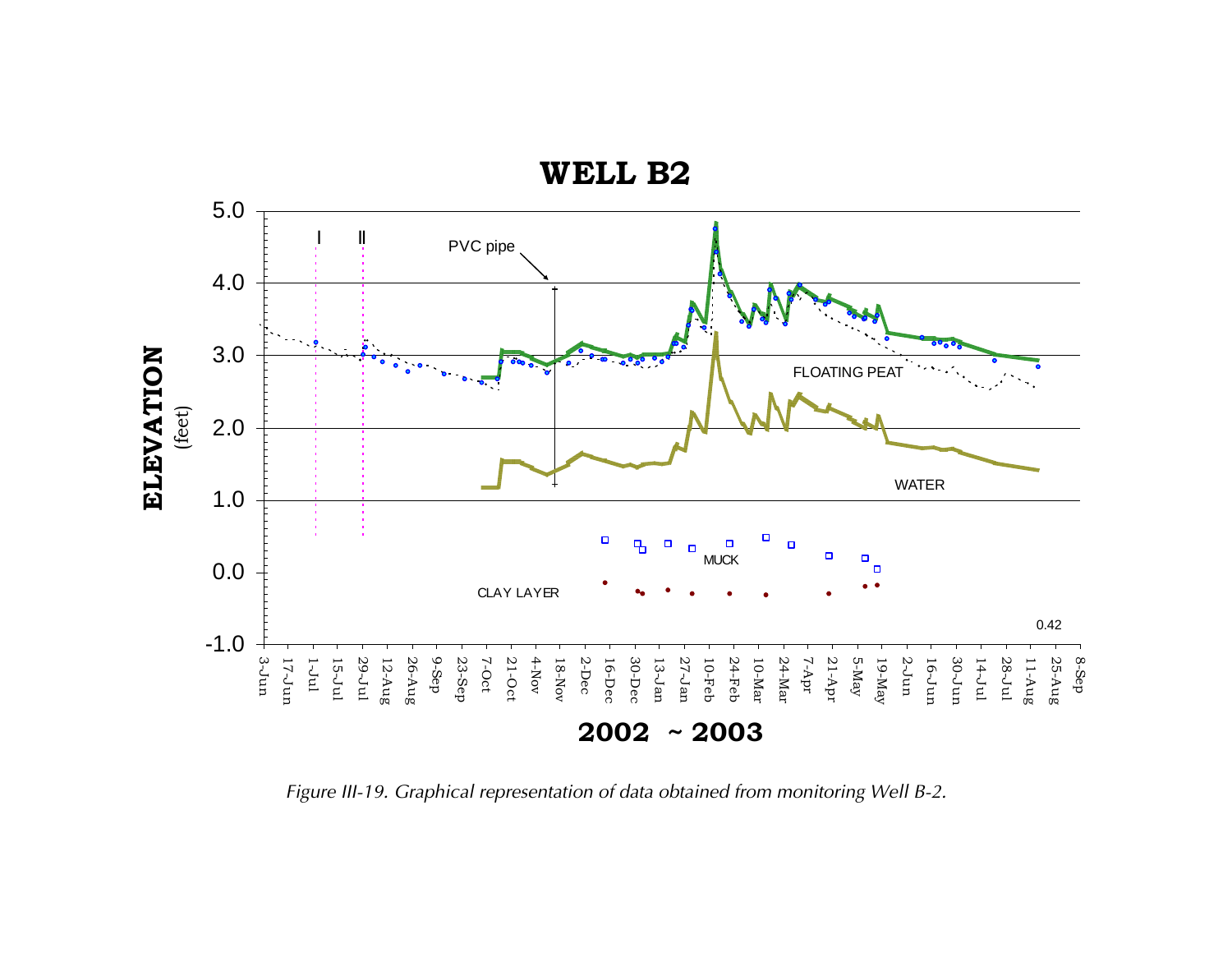*Figure III-19. Graphical representation of data obtained from monitoring Well B-2.*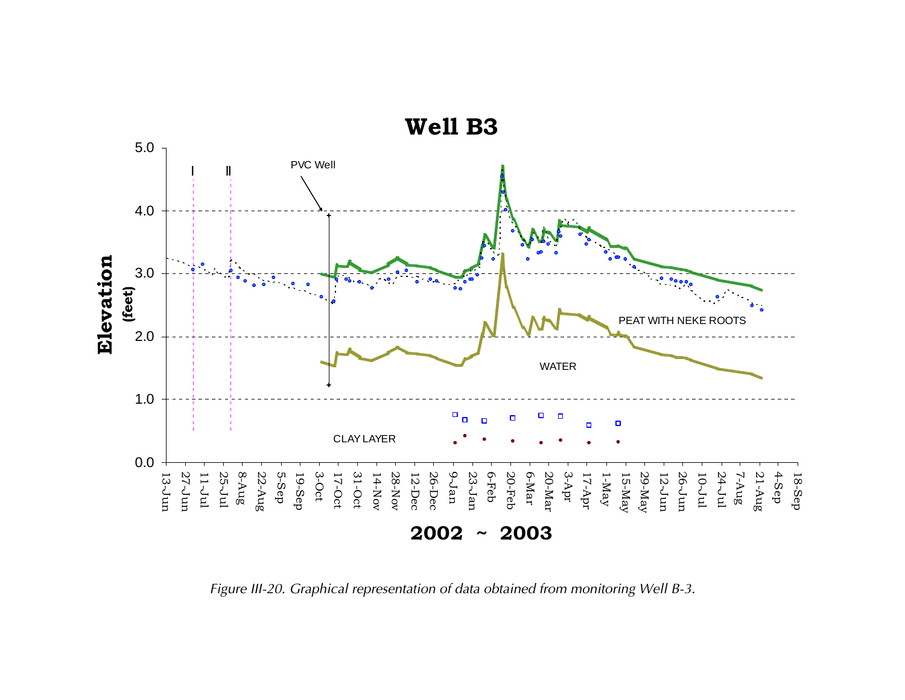# Well B3

5.0

4.0

3.0

2.0

1.0

0.0

Elevation (feet)

I II

PVC Well

PEAT WITH NEKE ROOTS

WATER

CLAY LAYER

13-Jun 27-Jun 11-Jul 25-Jul 8-Aug 22-Aug 5-Sep 19-Sep 3-Oct 17-Oct 31-Oct 14-Nov 28-Nov 12-Dec 26-Dec 9-Jan 23-Jan 6-Feb 20-Feb 6-Mar 20-Mar 3-Apr 17-Apr 1-May 15-May 29-May 12-Jun 26-Jun 10-Jul 24-Jul 7-Aug 21-Aug 4-Sep 18-Sep

**2002 ~ 2003**

*Figure III-20. Graphical representation of data obtained from monitoring Well B-3.*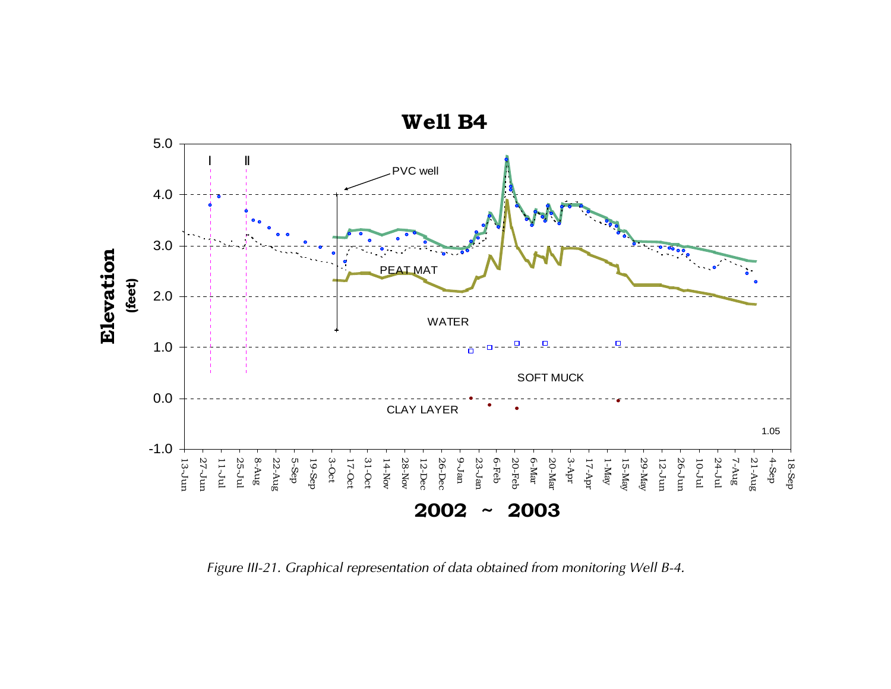# Well B4

*Figure III-21. Graphical representation of data obtained from monitoring Well B-4.*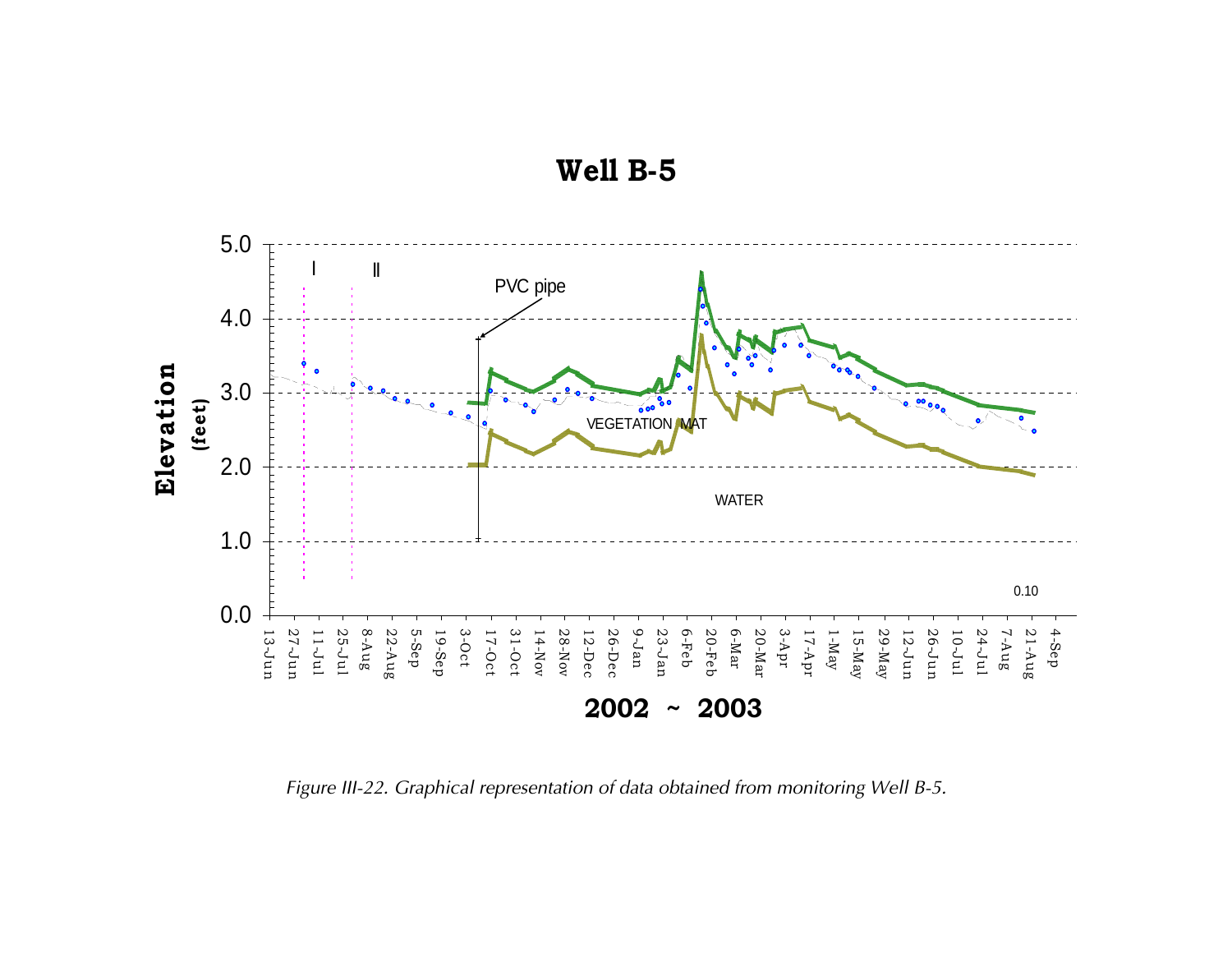*Figure III-22. Graphical representation of data obtained from monitoring Well B-5.*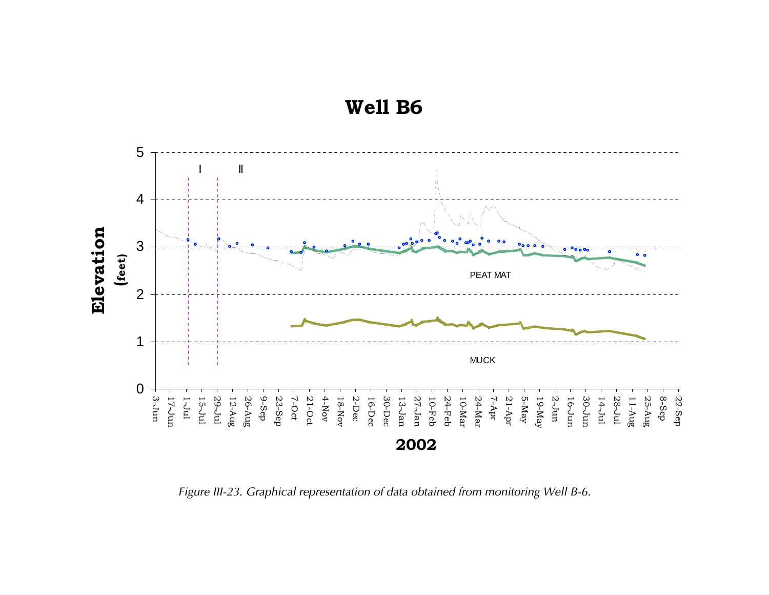Figure III-23. Graphical representation of data obtained from monitoring Well B-6.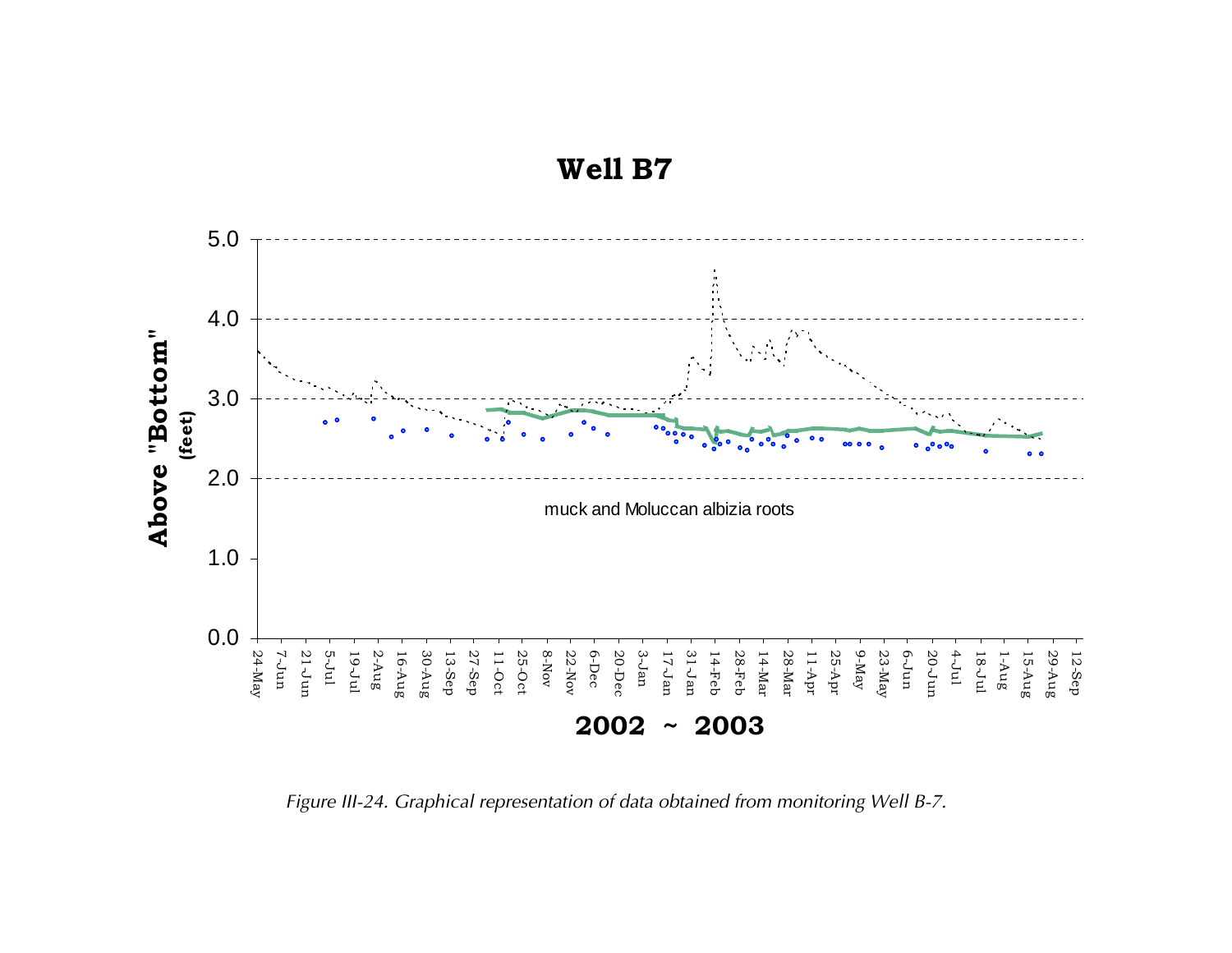# Well B7

Above "Bottom" (feet)

muck and Moluccan albizia roots

2002 ~ 2003

*Figure III-24. Graphical representation of data obtained from monitoring Well B-7.*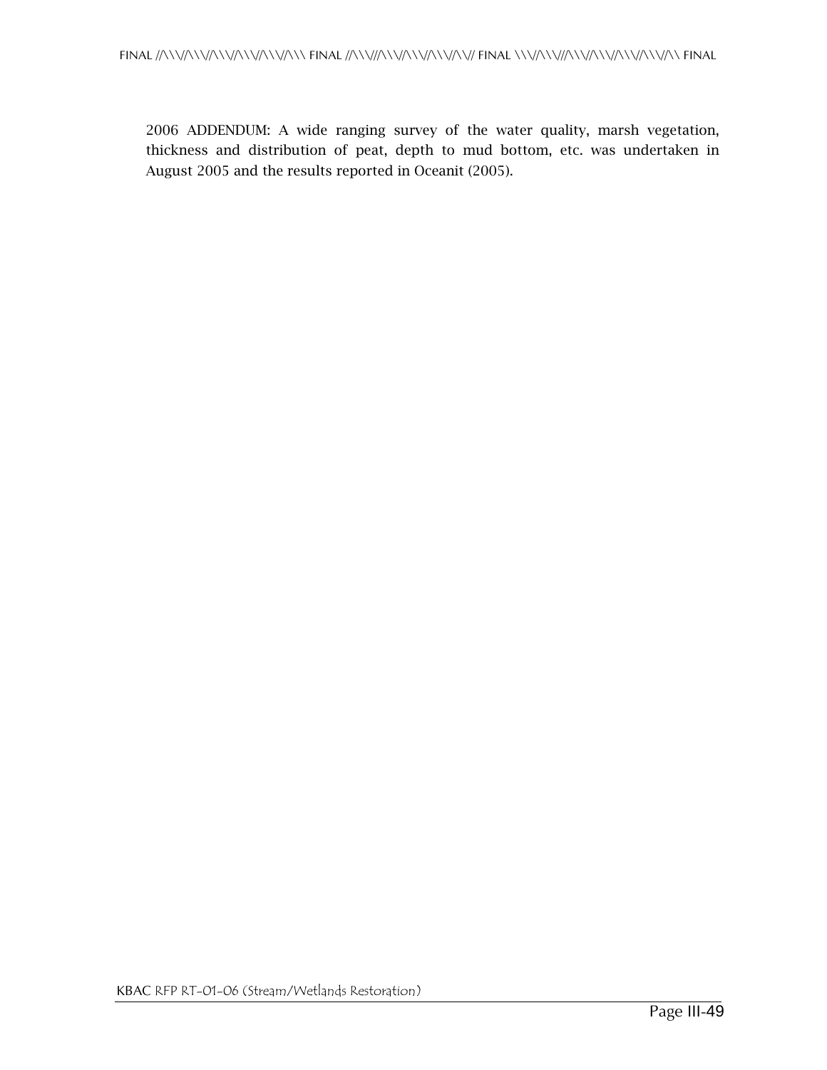2006 ADDENDUM: A wide ranging survey of the water quality, marsh vegetation, thickness and distribution of peat, depth to mud bottom, etc. was undertaken in August 2005 and the results reported in Oceanit (2005).